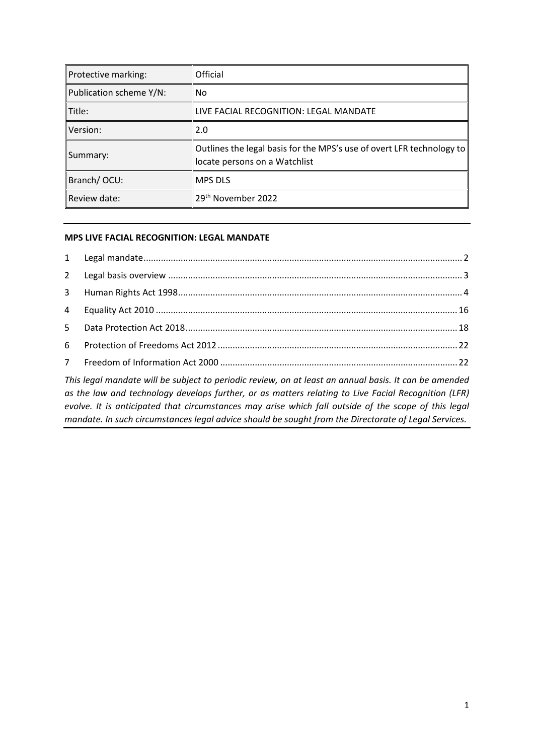| Protective marking: | Official |
|---|---|
| Publication scheme Y/N: | No |
| Title: | LIVE FACIAL RECOGNITION: LEGAL MANDATE |
| Version: | 2.0 |
| Summary: | Outlines the legal basis for the MPS's use of overt LFR technology to locate persons on a Watchlist |
| Branch/ OCU: | MPS DLS |
| Review date: | 29th November 2022 |

**MPS LIVE FACIAL RECOGNITION: LEGAL MANDATE**

1 Legal mandate ........ 2
2 Legal basis overview ........ 3
3 Human Rights Act 1998 ........ 4
4 Equality Act 2010 ........ 16
5 Data Protection Act 2018 ........ 18
6 Protection of Freedoms Act 2012 ........ 22
7 Freedom of Information Act 2000 ........ 22

*This legal mandate will be subject to periodic review, on at least an annual basis. It can be amended as the law and technology develops further, or as matters relating to Live Facial Recognition (LFR) evolve. It is anticipated that circumstances may arise which fall outside of the scope of this legal mandate. In such circumstances legal advice should be sought from the Directorate of Legal Services.*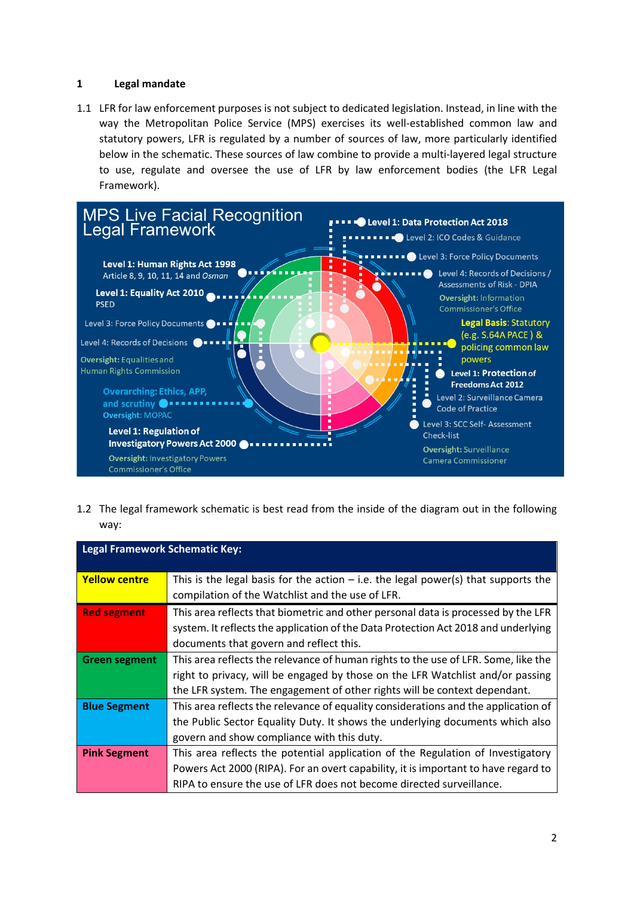## 1 Legal mandate

1.1 LFR for law enforcement purposes is not subject to dedicated legislation. Instead, in line with the way the Metropolitan Police Service (MPS) exercises its well-established common law and statutory powers, LFR is regulated by a number of sources of law, more particularly identified below in the schematic. These sources of law combine to provide a multi-layered legal structure to use, regulate and oversee the use of LFR by law enforcement bodies (the LFR Legal Framework).

**MPS Live Facial Recognition Legal Framework**

- **Level 1: Data Protection Act 2018**
- Level 2: ICO Codes & Guidance
- Level 3: Force Policy Documents
- Level 4: Records of Decisions / Assessments of Risk - DPIA
- **Oversight:** Information Commissioner's Office
- **Legal Basis**: Statutory (e.g. S.64A PACE ) & policing common law powers
- **Level 1: Protection of Freedoms Act 2012**
- Level 2: Surveillance Camera Code of Practice
- Level 3: SCC Self- Assessment Check-list
- **Oversight:** Surveillance Camera Commissioner
- **Level 1: Human Rights Act 1998** Article 8, 9, 10, 11, 14 and *Osman*
- **Level 1: Equality Act 2010** PSED
- Level 3: Force Policy Documents
- Level 4: Records of Decisions
- **Oversight:** Equalities and Human Rights Commission
- **Overarching: Ethics, APP, and scrutiny**
- **Oversight:** MOPAC
- **Level 1: Regulation of Investigatory Powers Act 2000**
- **Oversight:** Investigatory Powers Commissioner's Office

1.2 The legal framework schematic is best read from the inside of the diagram out in the following way:

| Legal Framework Schematic Key: | |
|---|---|
| **Yellow centre** | This is the legal basis for the action – i.e. the legal power(s) that supports the compilation of the Watchlist and the use of LFR. |
| **Red segment** | This area reflects that biometric and other personal data is processed by the LFR system. It reflects the application of the Data Protection Act 2018 and underlying documents that govern and reflect this. |
| **Green segment** | This area reflects the relevance of human rights to the use of LFR. Some, like the right to privacy, will be engaged by those on the LFR Watchlist and/or passing the LFR system. The engagement of other rights will be context dependant. |
| **Blue Segment** | This area reflects the relevance of equality considerations and the application of the Public Sector Equality Duty. It shows the underlying documents which also govern and show compliance with this duty. |
| **Pink Segment** | This area reflects the potential application of the Regulation of Investigatory Powers Act 2000 (RIPA). For an overt capability, it is important to have regard to RIPA to ensure the use of LFR does not become directed surveillance. |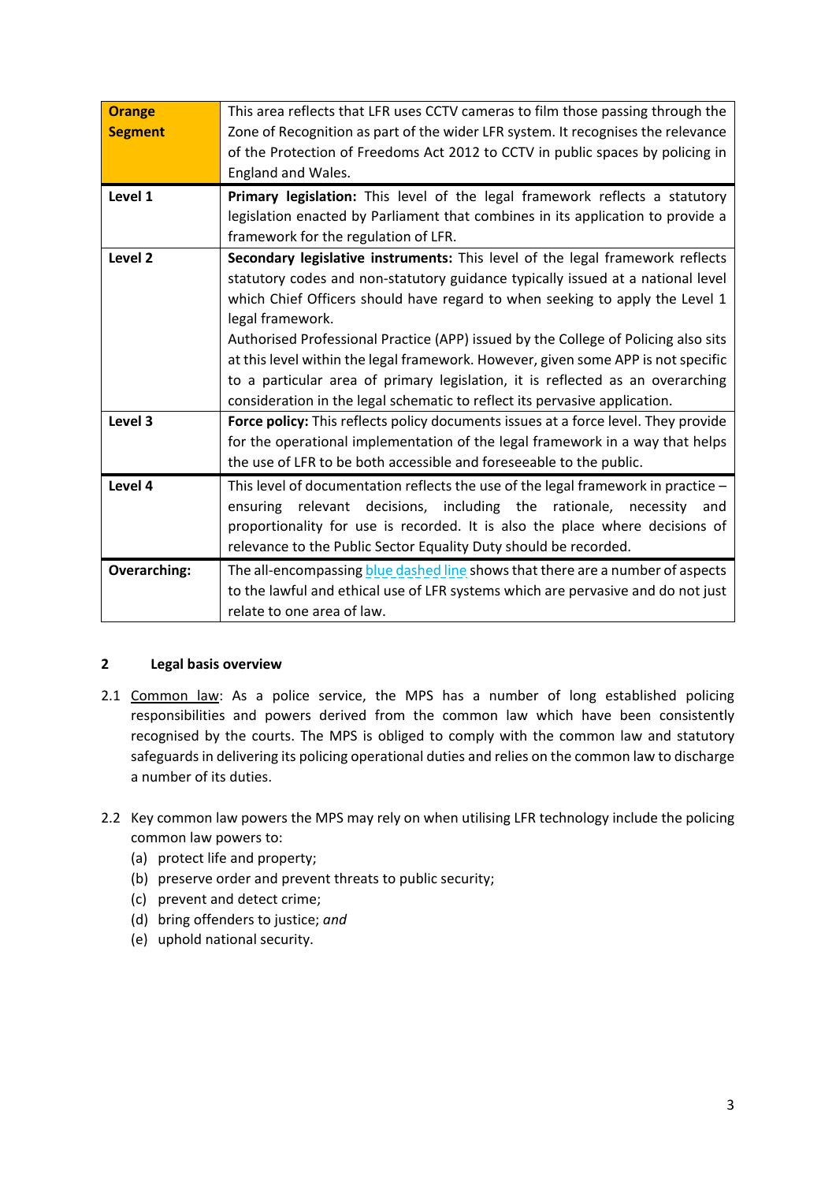| **Orange Segment** | This area reflects that LFR uses CCTV cameras to film those passing through the Zone of Recognition as part of the wider LFR system. It recognises the relevance of the Protection of Freedoms Act 2012 to CCTV in public spaces by policing in England and Wales. |
|---|---|
| **Level 1** | **Primary legislation:** This level of the legal framework reflects a statutory legislation enacted by Parliament that combines in its application to provide a framework for the regulation of LFR. |
| **Level 2** | **Secondary legislative instruments:** This level of the legal framework reflects statutory codes and non-statutory guidance typically issued at a national level which Chief Officers should have regard to when seeking to apply the Level 1 legal framework.<br>Authorised Professional Practice (APP) issued by the College of Policing also sits at this level within the legal framework. However, given some APP is not specific to a particular area of primary legislation, it is reflected as an overarching consideration in the legal schematic to reflect its pervasive application. |
| **Level 3** | **Force policy:** This reflects policy documents issues at a force level. They provide for the operational implementation of the legal framework in a way that helps the use of LFR to be both accessible and foreseeable to the public. |
| **Level 4** | This level of documentation reflects the use of the legal framework in practice – ensuring relevant decisions, including the rationale, necessity and proportionality for use is recorded. It is also the place where decisions of relevance to the Public Sector Equality Duty should be recorded. |
| **Overarching:** | The all-encompassing blue dashed line shows that there are a number of aspects to the lawful and ethical use of LFR systems which are pervasive and do not just relate to one area of law. |

## 2 Legal basis overview

2.1 Common law: As a police service, the MPS has a number of long established policing responsibilities and powers derived from the common law which have been consistently recognised by the courts. The MPS is obliged to comply with the common law and statutory safeguards in delivering its policing operational duties and relies on the common law to discharge a number of its duties.

2.2 Key common law powers the MPS may rely on when utilising LFR technology include the policing common law powers to:

(a) protect life and property;
(b) preserve order and prevent threats to public security;
(c) prevent and detect crime;
(d) bring offenders to justice; *and*
(e) uphold national security.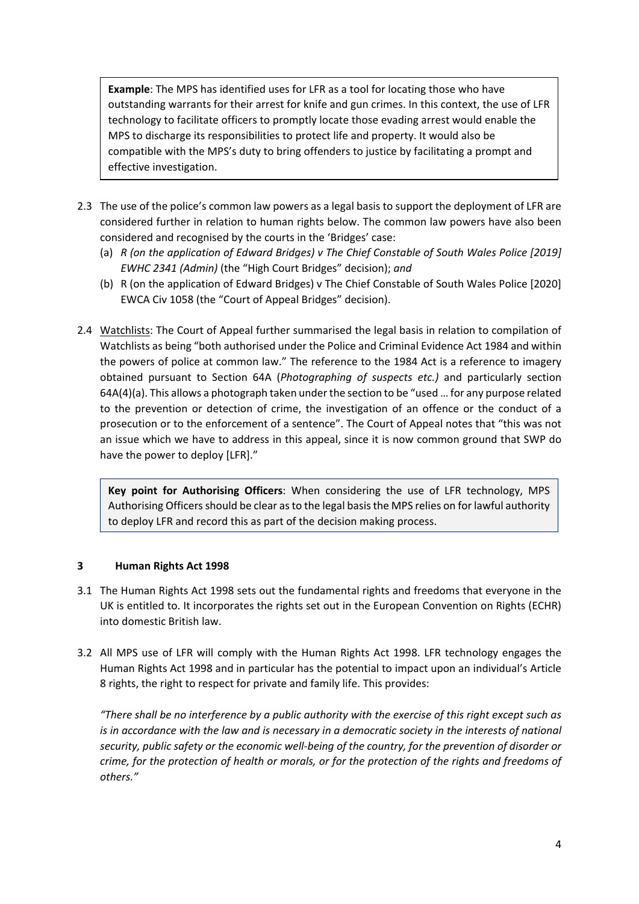> **Example**: The MPS has identified uses for LFR as a tool for locating those who have outstanding warrants for their arrest for knife and gun crimes. In this context, the use of LFR technology to facilitate officers to promptly locate those evading arrest would enable the MPS to discharge its responsibilities to protect life and property. It would also be compatible with the MPS's duty to bring offenders to justice by facilitating a prompt and effective investigation.

2.3 The use of the police's common law powers as a legal basis to support the deployment of LFR are considered further in relation to human rights below. The common law powers have also been considered and recognised by the courts in the 'Bridges' case:

(a) *R (on the application of Edward Bridges) v The Chief Constable of South Wales Police [2019] EWHC 2341 (Admin)* (the "High Court Bridges" decision); *and*

(b) R (on the application of Edward Bridges) v The Chief Constable of South Wales Police [2020] EWCA Civ 1058 (the "Court of Appeal Bridges" decision).

2.4 Watchlists: The Court of Appeal further summarised the legal basis in relation to compilation of Watchlists as being "both authorised under the Police and Criminal Evidence Act 1984 and within the powers of police at common law." The reference to the 1984 Act is a reference to imagery obtained pursuant to Section 64A (*Photographing of suspects etc.)* and particularly section 64A(4)(a). This allows a photograph taken under the section to be "used … for any purpose related to the prevention or detection of crime, the investigation of an offence or the conduct of a prosecution or to the enforcement of a sentence". The Court of Appeal notes that "this was not an issue which we have to address in this appeal, since it is now common ground that SWP do have the power to deploy [LFR]."

> **Key point for Authorising Officers**: When considering the use of LFR technology, MPS Authorising Officers should be clear as to the legal basis the MPS relies on for lawful authority to deploy LFR and record this as part of the decision making process.

## 3 Human Rights Act 1998

3.1 The Human Rights Act 1998 sets out the fundamental rights and freedoms that everyone in the UK is entitled to. It incorporates the rights set out in the European Convention on Rights (ECHR) into domestic British law.

3.2 All MPS use of LFR will comply with the Human Rights Act 1998. LFR technology engages the Human Rights Act 1998 and in particular has the potential to impact upon an individual's Article 8 rights, the right to respect for private and family life. This provides:

*"There shall be no interference by a public authority with the exercise of this right except such as is in accordance with the law and is necessary in a democratic society in the interests of national security, public safety or the economic well-being of the country, for the prevention of disorder or crime, for the protection of health or morals, or for the protection of the rights and freedoms of others."*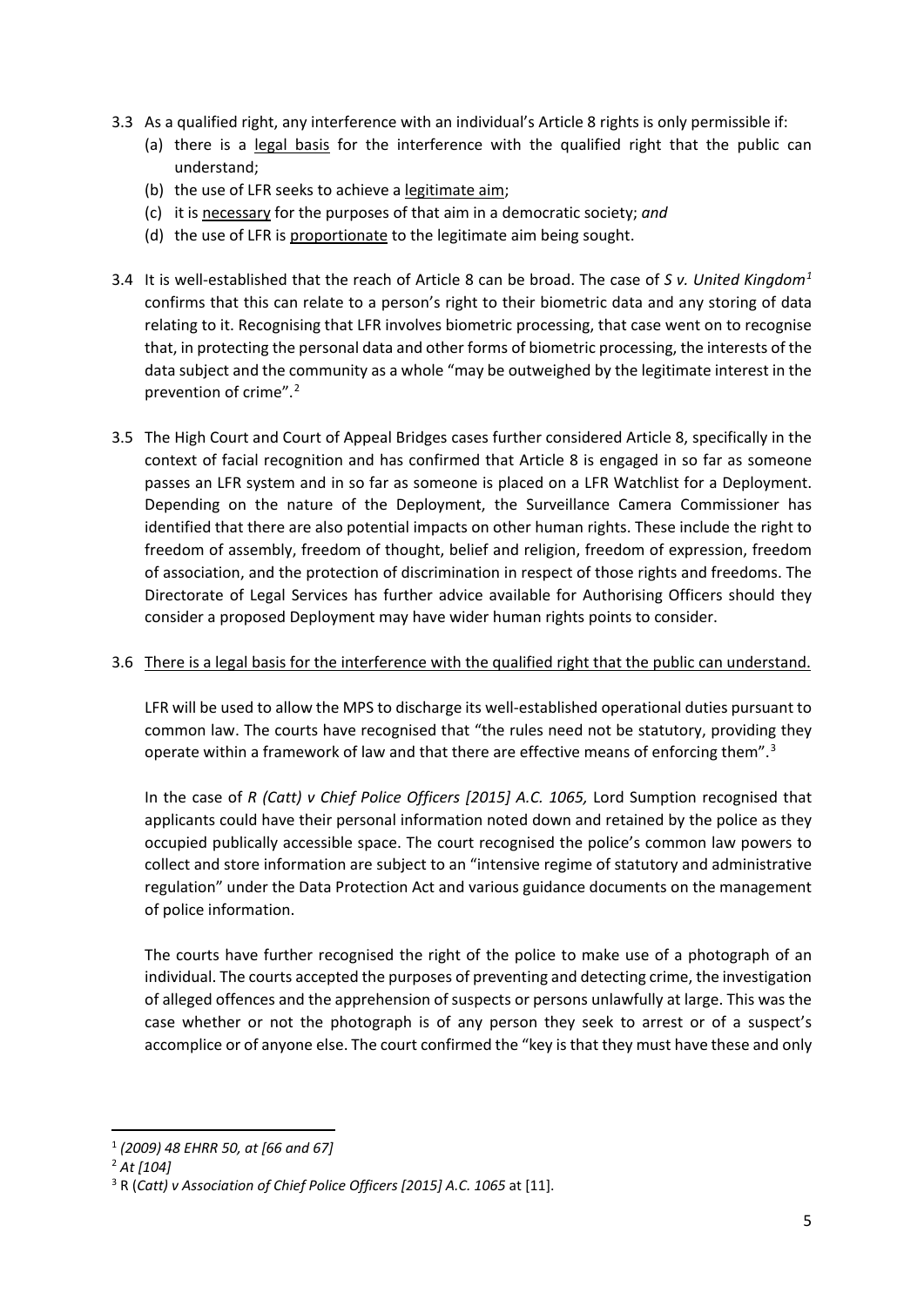3.3 As a qualified right, any interference with an individual's Article 8 rights is only permissible if:

   (a) there is a legal basis for the interference with the qualified right that the public can understand;

   (b) the use of LFR seeks to achieve a legitimate aim;

   (c) it is necessary for the purposes of that aim in a democratic society; *and*

   (d) the use of LFR is proportionate to the legitimate aim being sought.

3.4 It is well-established that the reach of Article 8 can be broad. The case of *S v. United Kingdom*[1] confirms that this can relate to a person's right to their biometric data and any storing of data relating to it. Recognising that LFR involves biometric processing, that case went on to recognise that, in protecting the personal data and other forms of biometric processing, the interests of the data subject and the community as a whole "may be outweighed by the legitimate interest in the prevention of crime".[2]

3.5 The High Court and Court of Appeal Bridges cases further considered Article 8, specifically in the context of facial recognition and has confirmed that Article 8 is engaged in so far as someone passes an LFR system and in so far as someone is placed on a LFR Watchlist for a Deployment. Depending on the nature of the Deployment, the Surveillance Camera Commissioner has identified that there are also potential impacts on other human rights. These include the right to freedom of assembly, freedom of thought, belief and religion, freedom of expression, freedom of association, and the protection of discrimination in respect of those rights and freedoms. The Directorate of Legal Services has further advice available for Authorising Officers should they consider a proposed Deployment may have wider human rights points to consider.

3.6 There is a legal basis for the interference with the qualified right that the public can understand.

LFR will be used to allow the MPS to discharge its well-established operational duties pursuant to common law. The courts have recognised that "the rules need not be statutory, providing they operate within a framework of law and that there are effective means of enforcing them".[3]

In the case of *R (Catt) v Chief Police Officers [2015] A.C. 1065,* Lord Sumption recognised that applicants could have their personal information noted down and retained by the police as they occupied publically accessible space. The court recognised the police's common law powers to collect and store information are subject to an "intensive regime of statutory and administrative regulation" under the Data Protection Act and various guidance documents on the management of police information.

The courts have further recognised the right of the police to make use of a photograph of an individual. The courts accepted the purposes of preventing and detecting crime, the investigation of alleged offences and the apprehension of suspects or persons unlawfully at large. This was the case whether or not the photograph is of any person they seek to arrest or of a suspect's accomplice or of anyone else. The court confirmed the "key is that they must have these and only

---

[1] *(2009) 48 EHRR 50, at [66 and 67]*

[2] *At [104]*

[3] R (*Catt) v Association of Chief Police Officers [2015] A.C. 1065* at [11].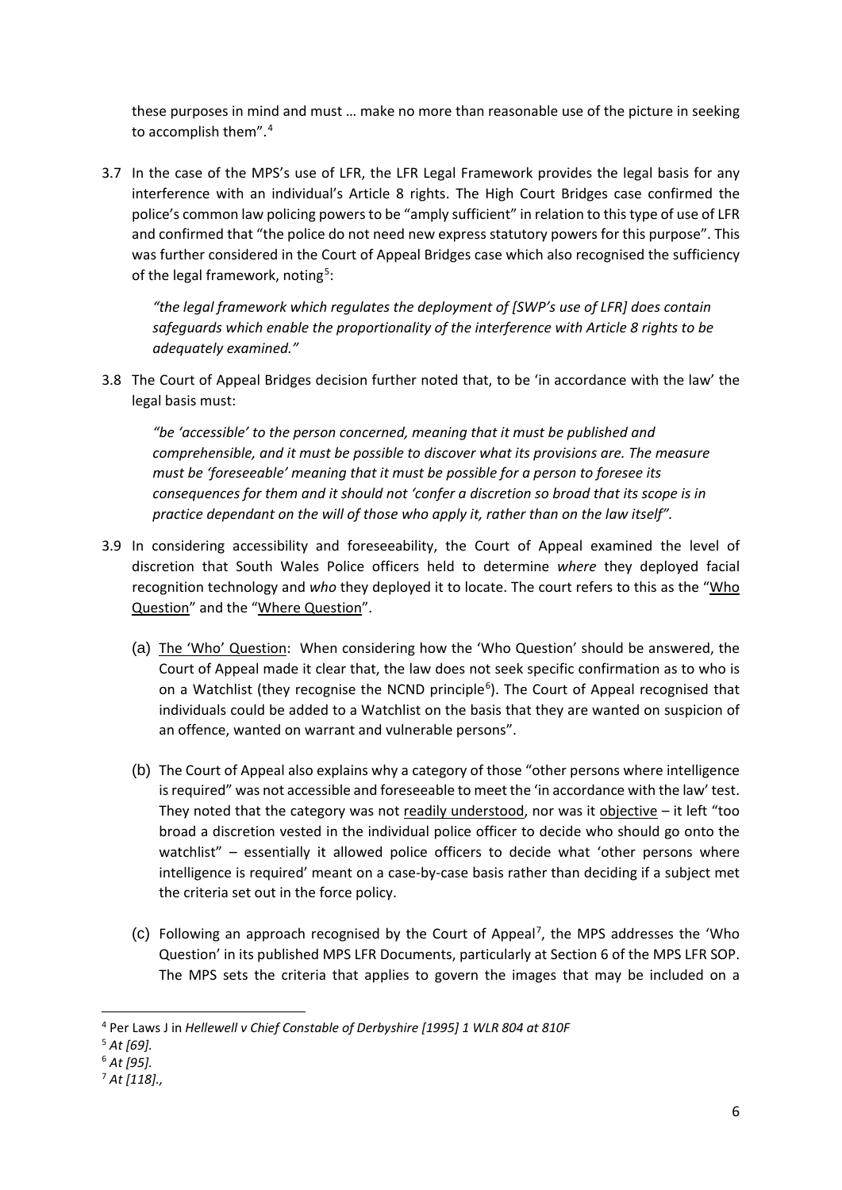these purposes in mind and must … make no more than reasonable use of the picture in seeking to accomplish them".[4]

3.7 In the case of the MPS's use of LFR, the LFR Legal Framework provides the legal basis for any interference with an individual's Article 8 rights. The High Court Bridges case confirmed the police's common law policing powers to be "amply sufficient" in relation to this type of use of LFR and confirmed that "the police do not need new express statutory powers for this purpose". This was further considered in the Court of Appeal Bridges case which also recognised the sufficiency of the legal framework, noting[5]:

> *"the legal framework which regulates the deployment of [SWP's use of LFR] does contain safeguards which enable the proportionality of the interference with Article 8 rights to be adequately examined."*

3.8 The Court of Appeal Bridges decision further noted that, to be 'in accordance with the law' the legal basis must:

> *"be 'accessible' to the person concerned, meaning that it must be published and comprehensible, and it must be possible to discover what its provisions are. The measure must be 'foreseeable' meaning that it must be possible for a person to foresee its consequences for them and it should not 'confer a discretion so broad that its scope is in practice dependant on the will of those who apply it, rather than on the law itself".*

3.9 In considering accessibility and foreseeability, the Court of Appeal examined the level of discretion that South Wales Police officers held to determine *where* they deployed facial recognition technology and *who* they deployed it to locate. The court refers to this as the "Who Question" and the "Where Question".

(a) The 'Who' Question: When considering how the 'Who Question' should be answered, the Court of Appeal made it clear that, the law does not seek specific confirmation as to who is on a Watchlist (they recognise the NCND principle[6]). The Court of Appeal recognised that individuals could be added to a Watchlist on the basis that they are wanted on suspicion of an offence, wanted on warrant and vulnerable persons".

(b) The Court of Appeal also explains why a category of those "other persons where intelligence is required" was not accessible and foreseeable to meet the 'in accordance with the law' test. They noted that the category was not readily understood, nor was it objective – it left "too broad a discretion vested in the individual police officer to decide who should go onto the watchlist" – essentially it allowed police officers to decide what 'other persons where intelligence is required' meant on a case-by-case basis rather than deciding if a subject met the criteria set out in the force policy.

(c) Following an approach recognised by the Court of Appeal[7], the MPS addresses the 'Who Question' in its published MPS LFR Documents, particularly at Section 6 of the MPS LFR SOP. The MPS sets the criteria that applies to govern the images that may be included on a

---

[4] Per Laws J in *Hellewell v Chief Constable of Derbyshire [1995] 1 WLR 804 at 810F*

[5] *At [69].*

[6] *At [95].*

[7] *At [118].,*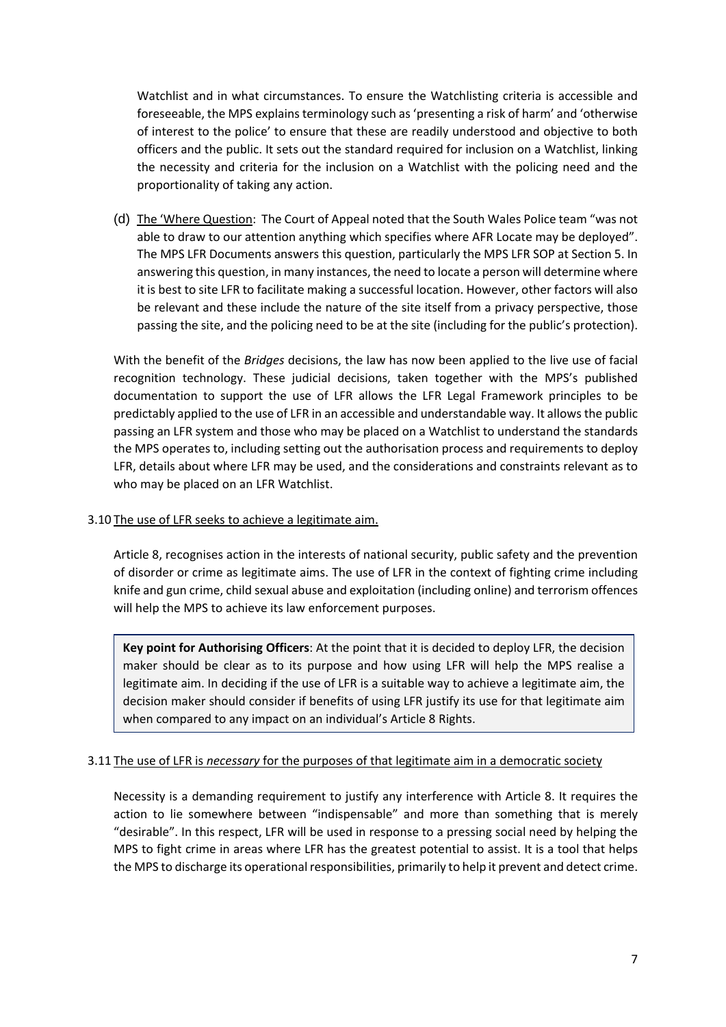Watchlist and in what circumstances. To ensure the Watchlisting criteria is accessible and foreseeable, the MPS explains terminology such as 'presenting a risk of harm' and 'otherwise of interest to the police' to ensure that these are readily understood and objective to both officers and the public. It sets out the standard required for inclusion on a Watchlist, linking the necessity and criteria for the inclusion on a Watchlist with the policing need and the proportionality of taking any action.

(d) The 'Where Question': The Court of Appeal noted that the South Wales Police team "was not able to draw to our attention anything which specifies where AFR Locate may be deployed". The MPS LFR Documents answers this question, particularly the MPS LFR SOP at Section 5. In answering this question, in many instances, the need to locate a person will determine where it is best to site LFR to facilitate making a successful location. However, other factors will also be relevant and these include the nature of the site itself from a privacy perspective, those passing the site, and the policing need to be at the site (including for the public's protection).

With the benefit of the *Bridges* decisions, the law has now been applied to the live use of facial recognition technology. These judicial decisions, taken together with the MPS's published documentation to support the use of LFR allows the LFR Legal Framework principles to be predictably applied to the use of LFR in an accessible and understandable way. It allows the public passing an LFR system and those who may be placed on a Watchlist to understand the standards the MPS operates to, including setting out the authorisation process and requirements to deploy LFR, details about where LFR may be used, and the considerations and constraints relevant as to who may be placed on an LFR Watchlist.

3.10 The use of LFR seeks to achieve a legitimate aim.

Article 8, recognises action in the interests of national security, public safety and the prevention of disorder or crime as legitimate aims. The use of LFR in the context of fighting crime including knife and gun crime, child sexual abuse and exploitation (including online) and terrorism offences will help the MPS to achieve its law enforcement purposes.

**Key point for Authorising Officers**: At the point that it is decided to deploy LFR, the decision maker should be clear as to its purpose and how using LFR will help the MPS realise a legitimate aim. In deciding if the use of LFR is a suitable way to achieve a legitimate aim, the decision maker should consider if benefits of using LFR justify its use for that legitimate aim when compared to any impact on an individual's Article 8 Rights.

3.11 The use of LFR is *necessary* for the purposes of that legitimate aim in a democratic society

Necessity is a demanding requirement to justify any interference with Article 8. It requires the action to lie somewhere between "indispensable" and more than something that is merely "desirable". In this respect, LFR will be used in response to a pressing social need by helping the MPS to fight crime in areas where LFR has the greatest potential to assist. It is a tool that helps the MPS to discharge its operational responsibilities, primarily to help it prevent and detect crime.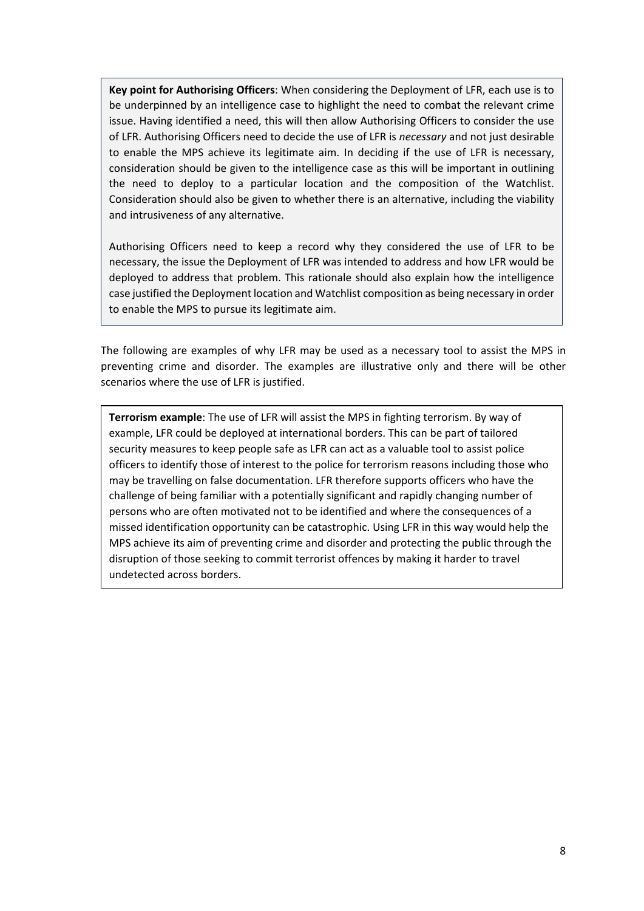**Key point for Authorising Officers**: When considering the Deployment of LFR, each use is to be underpinned by an intelligence case to highlight the need to combat the relevant crime issue. Having identified a need, this will then allow Authorising Officers to consider the use of LFR. Authorising Officers need to decide the use of LFR is *necessary* and not just desirable to enable the MPS achieve its legitimate aim. In deciding if the use of LFR is necessary, consideration should be given to the intelligence case as this will be important in outlining the need to deploy to a particular location and the composition of the Watchlist. Consideration should also be given to whether there is an alternative, including the viability and intrusiveness of any alternative.

Authorising Officers need to keep a record why they considered the use of LFR to be necessary, the issue the Deployment of LFR was intended to address and how LFR would be deployed to address that problem. This rationale should also explain how the intelligence case justified the Deployment location and Watchlist composition as being necessary in order to enable the MPS to pursue its legitimate aim.

The following are examples of why LFR may be used as a necessary tool to assist the MPS in preventing crime and disorder. The examples are illustrative only and there will be other scenarios where the use of LFR is justified.

**Terrorism example**: The use of LFR will assist the MPS in fighting terrorism. By way of example, LFR could be deployed at international borders. This can be part of tailored security measures to keep people safe as LFR can act as a valuable tool to assist police officers to identify those of interest to the police for terrorism reasons including those who may be travelling on false documentation. LFR therefore supports officers who have the challenge of being familiar with a potentially significant and rapidly changing number of persons who are often motivated not to be identified and where the consequences of a missed identification opportunity can be catastrophic. Using LFR in this way would help the MPS achieve its aim of preventing crime and disorder and protecting the public through the disruption of those seeking to commit terrorist offences by making it harder to travel undetected across borders.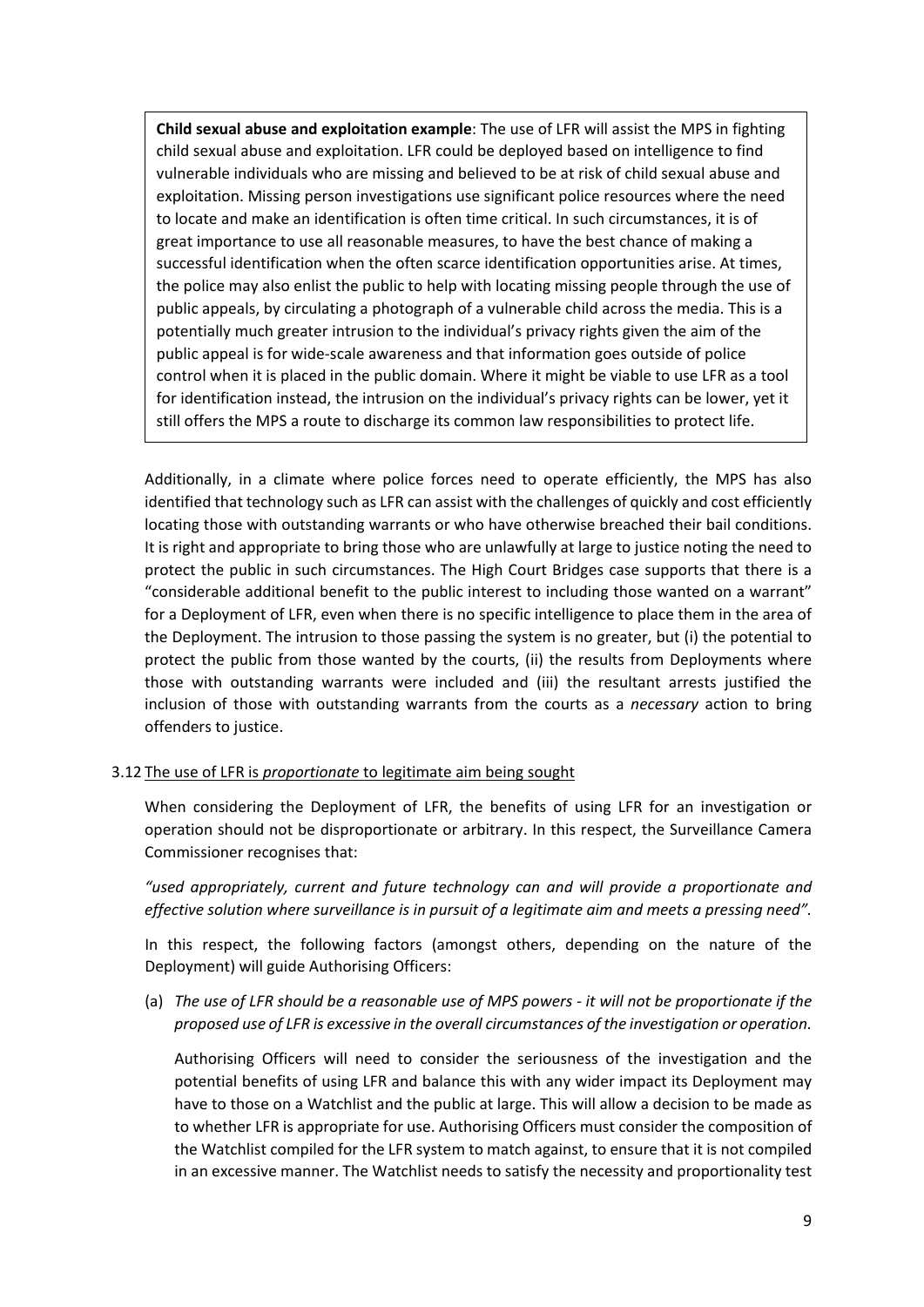> **Child sexual abuse and exploitation example**: The use of LFR will assist the MPS in fighting child sexual abuse and exploitation. LFR could be deployed based on intelligence to find vulnerable individuals who are missing and believed to be at risk of child sexual abuse and exploitation. Missing person investigations use significant police resources where the need to locate and make an identification is often time critical. In such circumstances, it is of great importance to use all reasonable measures, to have the best chance of making a successful identification when the often scarce identification opportunities arise. At times, the police may also enlist the public to help with locating missing people through the use of public appeals, by circulating a photograph of a vulnerable child across the media. This is a potentially much greater intrusion to the individual's privacy rights given the aim of the public appeal is for wide-scale awareness and that information goes outside of police control when it is placed in the public domain. Where it might be viable to use LFR as a tool for identification instead, the intrusion on the individual's privacy rights can be lower, yet it still offers the MPS a route to discharge its common law responsibilities to protect life.

Additionally, in a climate where police forces need to operate efficiently, the MPS has also identified that technology such as LFR can assist with the challenges of quickly and cost efficiently locating those with outstanding warrants or who have otherwise breached their bail conditions. It is right and appropriate to bring those who are unlawfully at large to justice noting the need to protect the public in such circumstances. The High Court Bridges case supports that there is a "considerable additional benefit to the public interest to including those wanted on a warrant" for a Deployment of LFR, even when there is no specific intelligence to place them in the area of the Deployment. The intrusion to those passing the system is no greater, but (i) the potential to protect the public from those wanted by the courts, (ii) the results from Deployments where those with outstanding warrants were included and (iii) the resultant arrests justified the inclusion of those with outstanding warrants from the courts as a *necessary* action to bring offenders to justice.

3.12 The use of LFR is *proportionate* to legitimate aim being sought

When considering the Deployment of LFR, the benefits of using LFR for an investigation or operation should not be disproportionate or arbitrary. In this respect, the Surveillance Camera Commissioner recognises that:

*"used appropriately, current and future technology can and will provide a proportionate and effective solution where surveillance is in pursuit of a legitimate aim and meets a pressing need".*

In this respect, the following factors (amongst others, depending on the nature of the Deployment) will guide Authorising Officers:

(a) *The use of LFR should be a reasonable use of MPS powers - it will not be proportionate if the proposed use of LFR is excessive in the overall circumstances of the investigation or operation.*

Authorising Officers will need to consider the seriousness of the investigation and the potential benefits of using LFR and balance this with any wider impact its Deployment may have to those on a Watchlist and the public at large. This will allow a decision to be made as to whether LFR is appropriate for use. Authorising Officers must consider the composition of the Watchlist compiled for the LFR system to match against, to ensure that it is not compiled in an excessive manner. The Watchlist needs to satisfy the necessity and proportionality test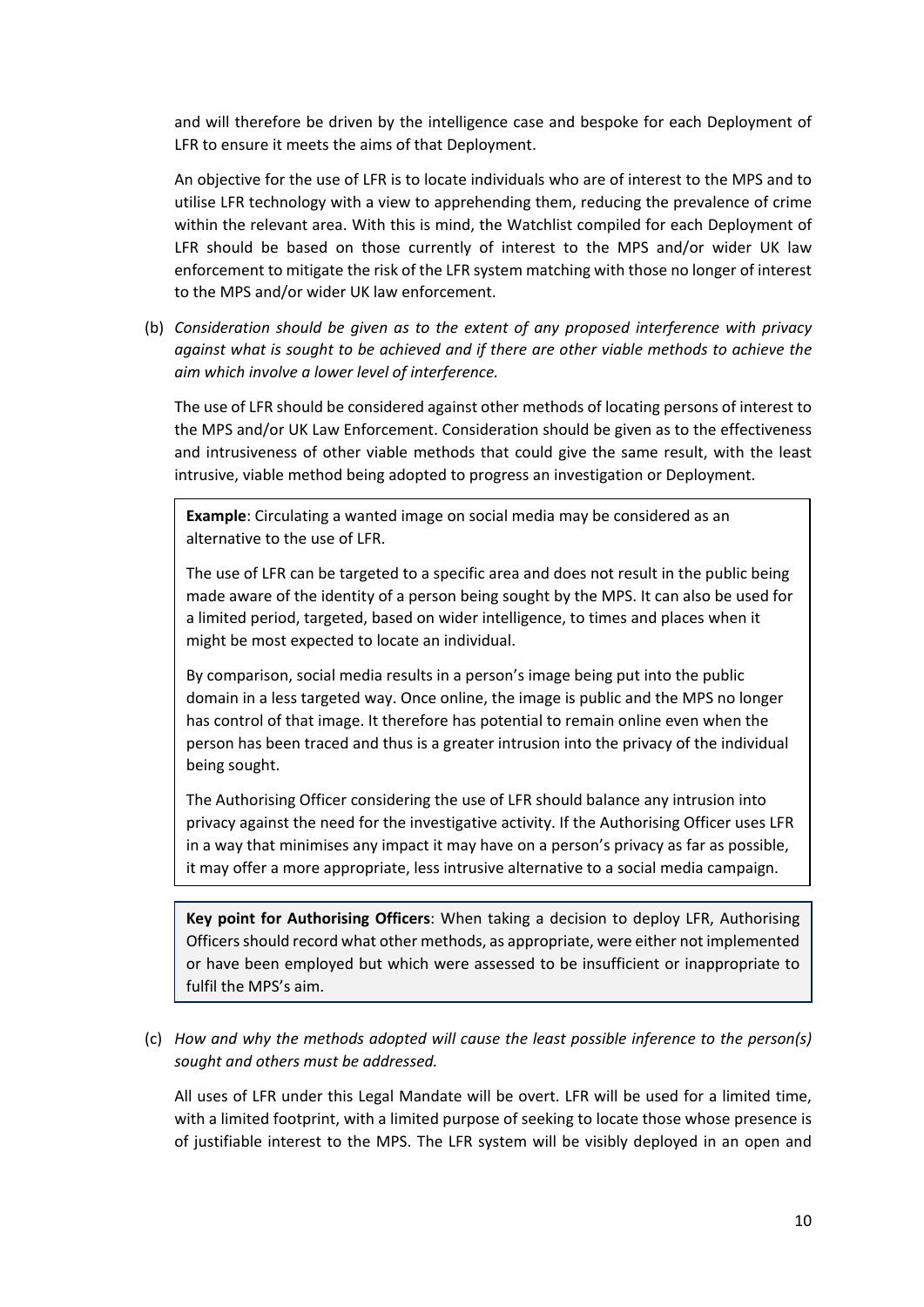and will therefore be driven by the intelligence case and bespoke for each Deployment of LFR to ensure it meets the aims of that Deployment.

An objective for the use of LFR is to locate individuals who are of interest to the MPS and to utilise LFR technology with a view to apprehending them, reducing the prevalence of crime within the relevant area. With this is mind, the Watchlist compiled for each Deployment of LFR should be based on those currently of interest to the MPS and/or wider UK law enforcement to mitigate the risk of the LFR system matching with those no longer of interest to the MPS and/or wider UK law enforcement.

(b) *Consideration should be given as to the extent of any proposed interference with privacy against what is sought to be achieved and if there are other viable methods to achieve the aim which involve a lower level of interference.*

The use of LFR should be considered against other methods of locating persons of interest to the MPS and/or UK Law Enforcement. Consideration should be given as to the effectiveness and intrusiveness of other viable methods that could give the same result, with the least intrusive, viable method being adopted to progress an investigation or Deployment.

> **Example**: Circulating a wanted image on social media may be considered as an alternative to the use of LFR.
>
> The use of LFR can be targeted to a specific area and does not result in the public being made aware of the identity of a person being sought by the MPS. It can also be used for a limited period, targeted, based on wider intelligence, to times and places when it might be most expected to locate an individual.
>
> By comparison, social media results in a person's image being put into the public domain in a less targeted way. Once online, the image is public and the MPS no longer has control of that image. It therefore has potential to remain online even when the person has been traced and thus is a greater intrusion into the privacy of the individual being sought.
>
> The Authorising Officer considering the use of LFR should balance any intrusion into privacy against the need for the investigative activity. If the Authorising Officer uses LFR in a way that minimises any impact it may have on a person's privacy as far as possible, it may offer a more appropriate, less intrusive alternative to a social media campaign.

> **Key point for Authorising Officers**: When taking a decision to deploy LFR, Authorising Officers should record what other methods, as appropriate, were either not implemented or have been employed but which were assessed to be insufficient or inappropriate to fulfil the MPS's aim.

(c) *How and why the methods adopted will cause the least possible inference to the person(s) sought and others must be addressed.*

All uses of LFR under this Legal Mandate will be overt. LFR will be used for a limited time, with a limited footprint, with a limited purpose of seeking to locate those whose presence is of justifiable interest to the MPS. The LFR system will be visibly deployed in an open and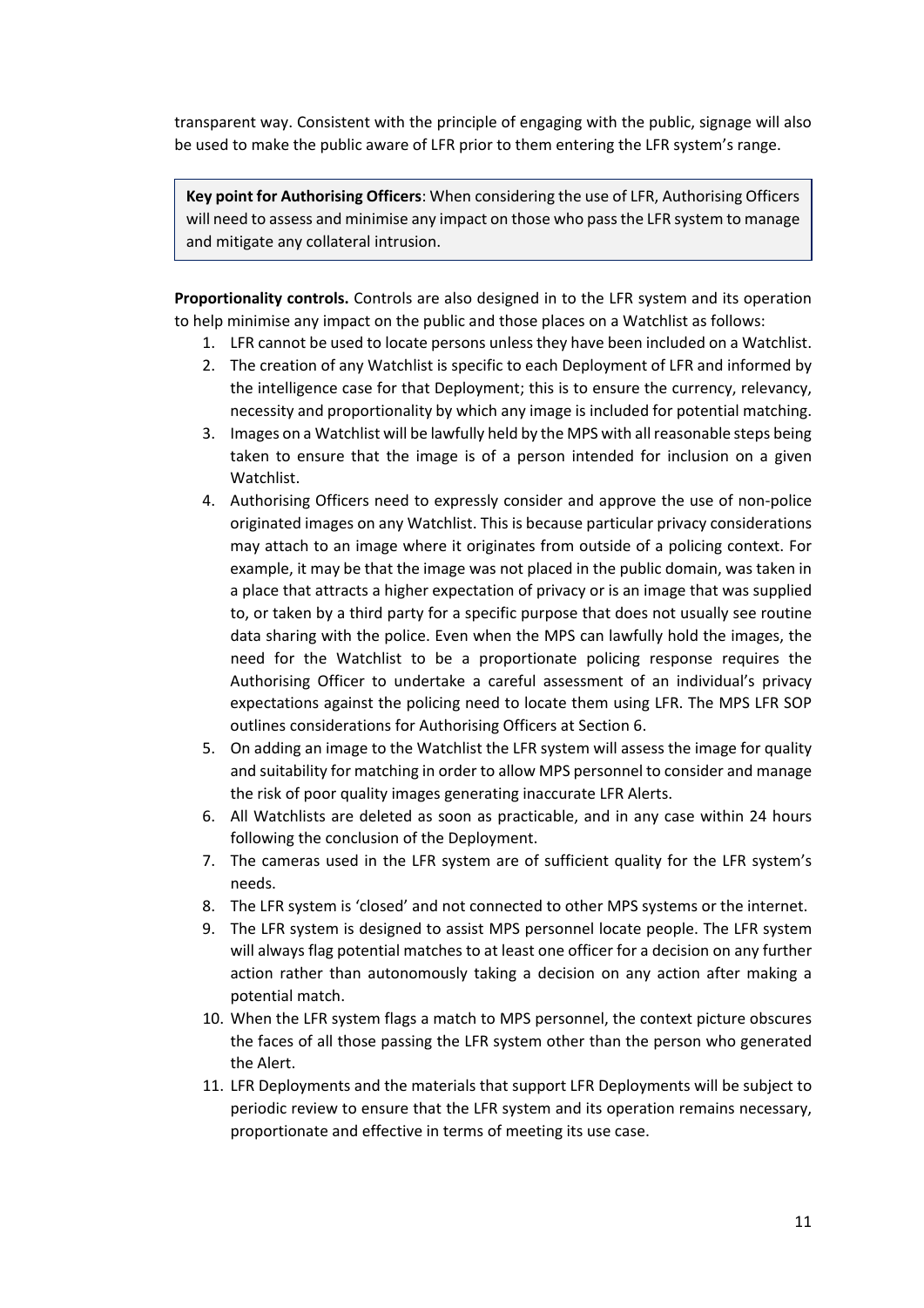transparent way. Consistent with the principle of engaging with the public, signage will also be used to make the public aware of LFR prior to them entering the LFR system's range.

> **Key point for Authorising Officers**: When considering the use of LFR, Authorising Officers will need to assess and minimise any impact on those who pass the LFR system to manage and mitigate any collateral intrusion.

**Proportionality controls.** Controls are also designed in to the LFR system and its operation to help minimise any impact on the public and those places on a Watchlist as follows:

1. LFR cannot be used to locate persons unless they have been included on a Watchlist.
2. The creation of any Watchlist is specific to each Deployment of LFR and informed by the intelligence case for that Deployment; this is to ensure the currency, relevancy, necessity and proportionality by which any image is included for potential matching.
3. Images on a Watchlist will be lawfully held by the MPS with all reasonable steps being taken to ensure that the image is of a person intended for inclusion on a given Watchlist.
4. Authorising Officers need to expressly consider and approve the use of non-police originated images on any Watchlist. This is because particular privacy considerations may attach to an image where it originates from outside of a policing context. For example, it may be that the image was not placed in the public domain, was taken in a place that attracts a higher expectation of privacy or is an image that was supplied to, or taken by a third party for a specific purpose that does not usually see routine data sharing with the police. Even when the MPS can lawfully hold the images, the need for the Watchlist to be a proportionate policing response requires the Authorising Officer to undertake a careful assessment of an individual's privacy expectations against the policing need to locate them using LFR. The MPS LFR SOP outlines considerations for Authorising Officers at Section 6.
5. On adding an image to the Watchlist the LFR system will assess the image for quality and suitability for matching in order to allow MPS personnel to consider and manage the risk of poor quality images generating inaccurate LFR Alerts.
6. All Watchlists are deleted as soon as practicable, and in any case within 24 hours following the conclusion of the Deployment.
7. The cameras used in the LFR system are of sufficient quality for the LFR system's needs.
8. The LFR system is 'closed' and not connected to other MPS systems or the internet.
9. The LFR system is designed to assist MPS personnel locate people. The LFR system will always flag potential matches to at least one officer for a decision on any further action rather than autonomously taking a decision on any action after making a potential match.
10. When the LFR system flags a match to MPS personnel, the context picture obscures the faces of all those passing the LFR system other than the person who generated the Alert.
11. LFR Deployments and the materials that support LFR Deployments will be subject to periodic review to ensure that the LFR system and its operation remains necessary, proportionate and effective in terms of meeting its use case.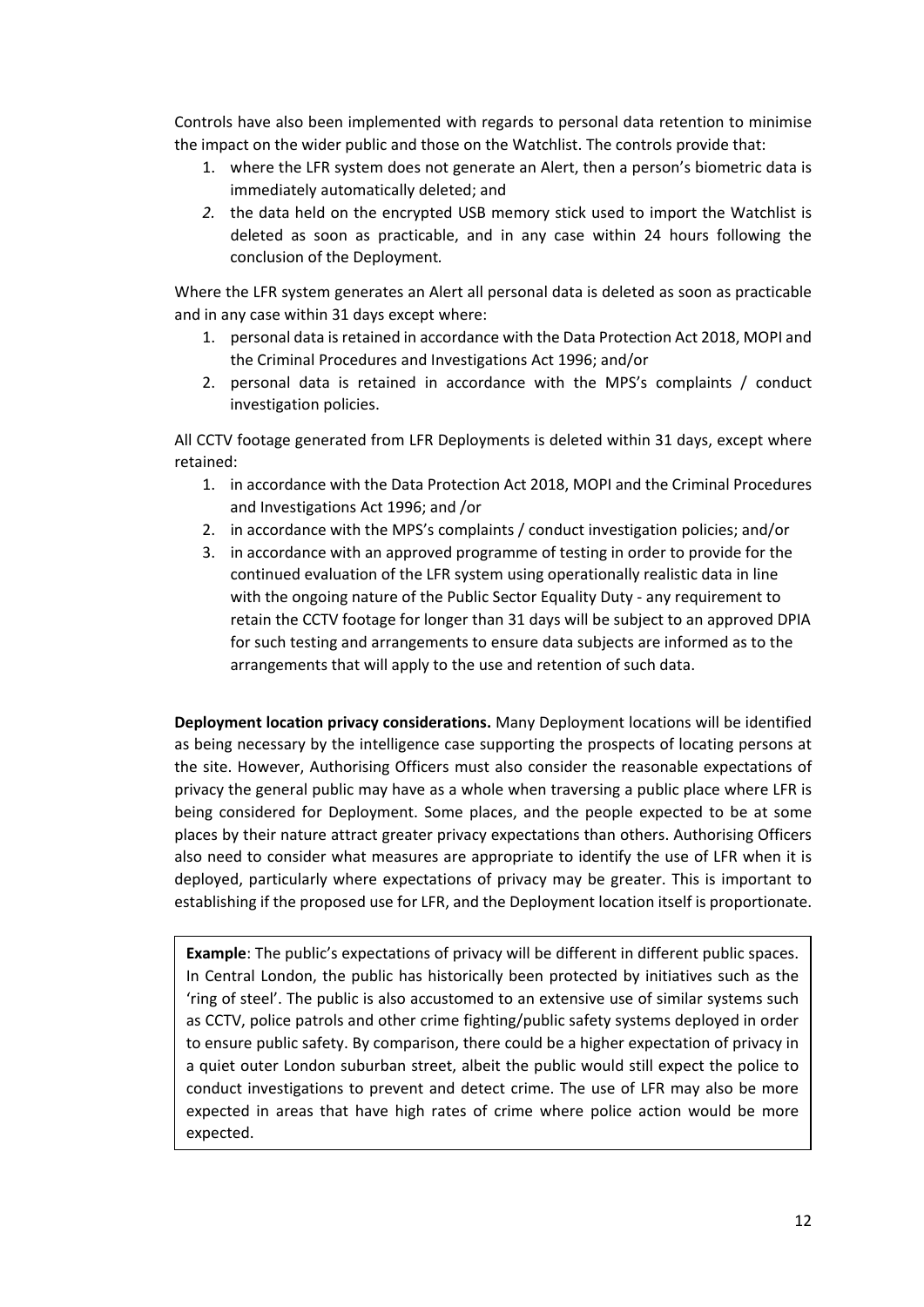Controls have also been implemented with regards to personal data retention to minimise the impact on the wider public and those on the Watchlist. The controls provide that:

1. where the LFR system does not generate an Alert, then a person's biometric data is immediately automatically deleted; and
2. *the* data held on the encrypted USB memory stick used to import the Watchlist is deleted as soon as practicable, and in any case within 24 hours following the conclusion of the Deployment*.*

Where the LFR system generates an Alert all personal data is deleted as soon as practicable and in any case within 31 days except where:

1. personal data is retained in accordance with the Data Protection Act 2018, MOPI and the Criminal Procedures and Investigations Act 1996; and/or
2. personal data is retained in accordance with the MPS's complaints / conduct investigation policies.

All CCTV footage generated from LFR Deployments is deleted within 31 days, except where retained:

1. in accordance with the Data Protection Act 2018, MOPI and the Criminal Procedures and Investigations Act 1996; and /or
2. in accordance with the MPS's complaints / conduct investigation policies; and/or
3. in accordance with an approved programme of testing in order to provide for the continued evaluation of the LFR system using operationally realistic data in line with the ongoing nature of the Public Sector Equality Duty - any requirement to retain the CCTV footage for longer than 31 days will be subject to an approved DPIA for such testing and arrangements to ensure data subjects are informed as to the arrangements that will apply to the use and retention of such data.

**Deployment location privacy considerations.** Many Deployment locations will be identified as being necessary by the intelligence case supporting the prospects of locating persons at the site. However, Authorising Officers must also consider the reasonable expectations of privacy the general public may have as a whole when traversing a public place where LFR is being considered for Deployment. Some places, and the people expected to be at some places by their nature attract greater privacy expectations than others. Authorising Officers also need to consider what measures are appropriate to identify the use of LFR when it is deployed, particularly where expectations of privacy may be greater. This is important to establishing if the proposed use for LFR, and the Deployment location itself is proportionate.

> **Example**: The public's expectations of privacy will be different in different public spaces. In Central London, the public has historically been protected by initiatives such as the 'ring of steel'. The public is also accustomed to an extensive use of similar systems such as CCTV, police patrols and other crime fighting/public safety systems deployed in order to ensure public safety. By comparison, there could be a higher expectation of privacy in a quiet outer London suburban street, albeit the public would still expect the police to conduct investigations to prevent and detect crime. The use of LFR may also be more expected in areas that have high rates of crime where police action would be more expected.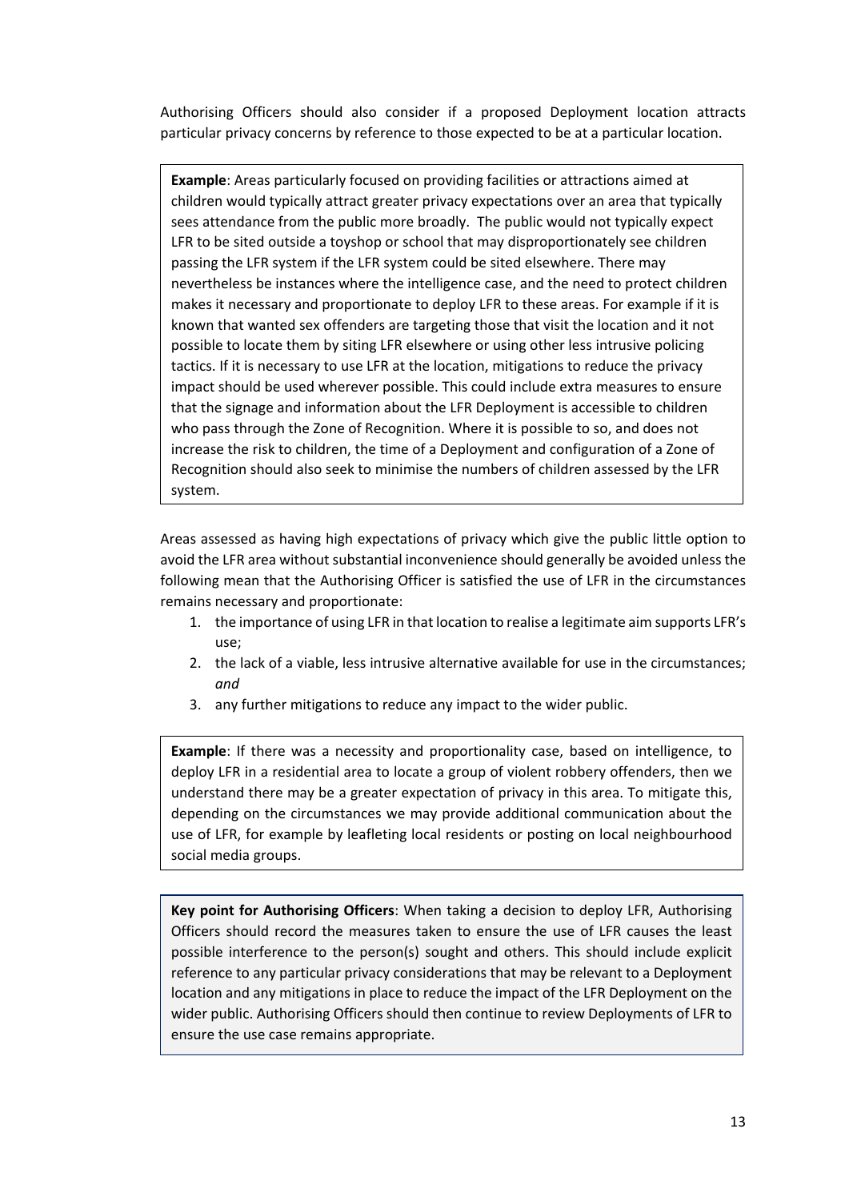Authorising Officers should also consider if a proposed Deployment location attracts particular privacy concerns by reference to those expected to be at a particular location.

> **Example**: Areas particularly focused on providing facilities or attractions aimed at children would typically attract greater privacy expectations over an area that typically sees attendance from the public more broadly. The public would not typically expect LFR to be sited outside a toyshop or school that may disproportionately see children passing the LFR system if the LFR system could be sited elsewhere. There may nevertheless be instances where the intelligence case, and the need to protect children makes it necessary and proportionate to deploy LFR to these areas. For example if it is known that wanted sex offenders are targeting those that visit the location and it not possible to locate them by siting LFR elsewhere or using other less intrusive policing tactics. If it is necessary to use LFR at the location, mitigations to reduce the privacy impact should be used wherever possible. This could include extra measures to ensure that the signage and information about the LFR Deployment is accessible to children who pass through the Zone of Recognition. Where it is possible to so, and does not increase the risk to children, the time of a Deployment and configuration of a Zone of Recognition should also seek to minimise the numbers of children assessed by the LFR system.

Areas assessed as having high expectations of privacy which give the public little option to avoid the LFR area without substantial inconvenience should generally be avoided unless the following mean that the Authorising Officer is satisfied the use of LFR in the circumstances remains necessary and proportionate:

1. the importance of using LFR in that location to realise a legitimate aim supports LFR's use;
2. the lack of a viable, less intrusive alternative available for use in the circumstances; *and*
3. any further mitigations to reduce any impact to the wider public.

> **Example**: If there was a necessity and proportionality case, based on intelligence, to deploy LFR in a residential area to locate a group of violent robbery offenders, then we understand there may be a greater expectation of privacy in this area. To mitigate this, depending on the circumstances we may provide additional communication about the use of LFR, for example by leafleting local residents or posting on local neighbourhood social media groups.

> **Key point for Authorising Officers**: When taking a decision to deploy LFR, Authorising Officers should record the measures taken to ensure the use of LFR causes the least possible interference to the person(s) sought and others. This should include explicit reference to any particular privacy considerations that may be relevant to a Deployment location and any mitigations in place to reduce the impact of the LFR Deployment on the wider public. Authorising Officers should then continue to review Deployments of LFR to ensure the use case remains appropriate.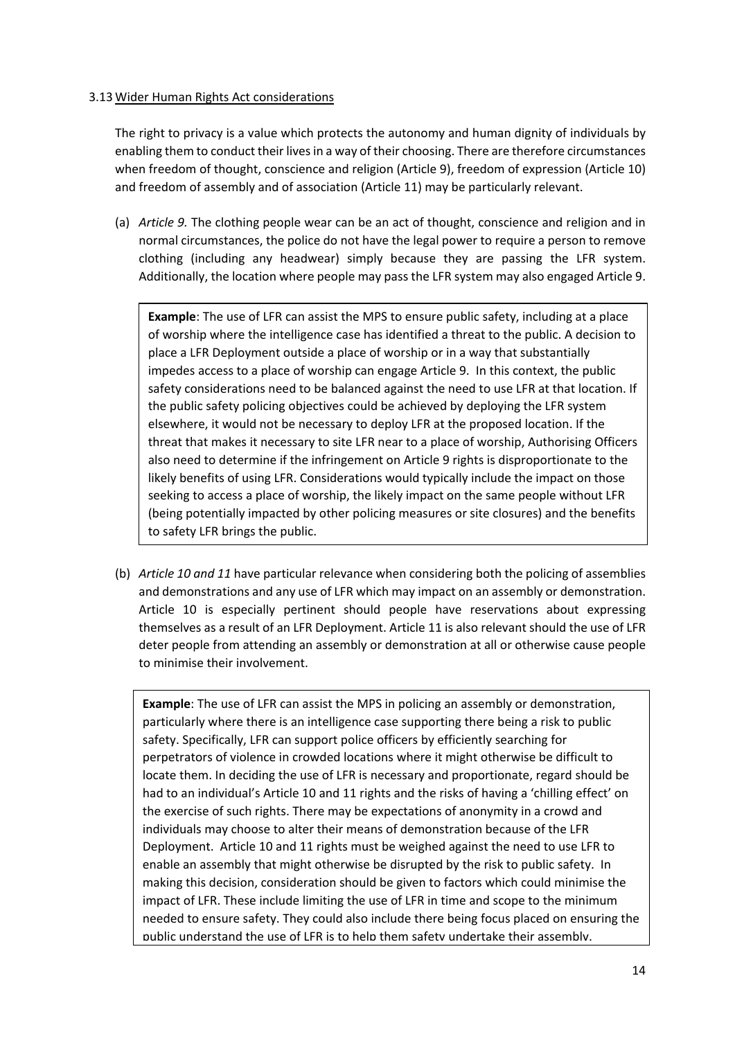### 3.13 Wider Human Rights Act considerations

The right to privacy is a value which protects the autonomy and human dignity of individuals by enabling them to conduct their lives in a way of their choosing. There are therefore circumstances when freedom of thought, conscience and religion (Article 9), freedom of expression (Article 10) and freedom of assembly and of association (Article 11) may be particularly relevant.

(a) *Article 9.* The clothing people wear can be an act of thought, conscience and religion and in normal circumstances, the police do not have the legal power to require a person to remove clothing (including any headwear) simply because they are passing the LFR system. Additionally, the location where people may pass the LFR system may also engaged Article 9.

> **Example**: The use of LFR can assist the MPS to ensure public safety, including at a place of worship where the intelligence case has identified a threat to the public. A decision to place a LFR Deployment outside a place of worship or in a way that substantially impedes access to a place of worship can engage Article 9. In this context, the public safety considerations need to be balanced against the need to use LFR at that location. If the public safety policing objectives could be achieved by deploying the LFR system elsewhere, it would not be necessary to deploy LFR at the proposed location. If the threat that makes it necessary to site LFR near to a place of worship, Authorising Officers also need to determine if the infringement on Article 9 rights is disproportionate to the likely benefits of using LFR. Considerations would typically include the impact on those seeking to access a place of worship, the likely impact on the same people without LFR (being potentially impacted by other policing measures or site closures) and the benefits to safety LFR brings the public.

(b) *Article 10 and 11* have particular relevance when considering both the policing of assemblies and demonstrations and any use of LFR which may impact on an assembly or demonstration. Article 10 is especially pertinent should people have reservations about expressing themselves as a result of an LFR Deployment. Article 11 is also relevant should the use of LFR deter people from attending an assembly or demonstration at all or otherwise cause people to minimise their involvement.

> **Example**: The use of LFR can assist the MPS in policing an assembly or demonstration, particularly where there is an intelligence case supporting there being a risk to public safety. Specifically, LFR can support police officers by efficiently searching for perpetrators of violence in crowded locations where it might otherwise be difficult to locate them. In deciding the use of LFR is necessary and proportionate, regard should be had to an individual's Article 10 and 11 rights and the risks of having a 'chilling effect' on the exercise of such rights. There may be expectations of anonymity in a crowd and individuals may choose to alter their means of demonstration because of the LFR Deployment. Article 10 and 11 rights must be weighed against the need to use LFR to enable an assembly that might otherwise be disrupted by the risk to public safety. In making this decision, consideration should be given to factors which could minimise the impact of LFR. These include limiting the use of LFR in time and scope to the minimum needed to ensure safety. They could also include there being focus placed on ensuring the public understand the use of LFR is to help them safety undertake their assembly.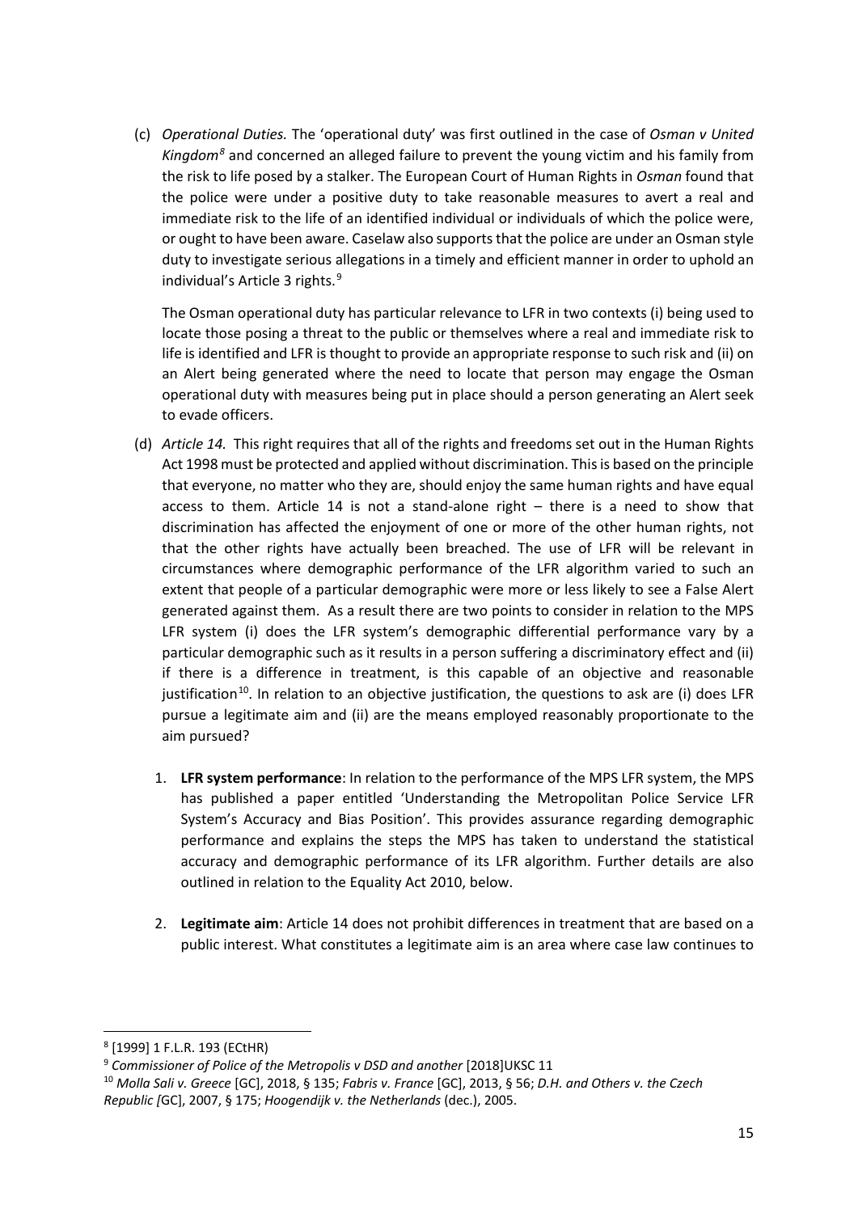(c) *Operational Duties.* The 'operational duty' was first outlined in the case of *Osman v United Kingdom*[8] and concerned an alleged failure to prevent the young victim and his family from the risk to life posed by a stalker. The European Court of Human Rights in *Osman* found that the police were under a positive duty to take reasonable measures to avert a real and immediate risk to the life of an identified individual or individuals of which the police were, or ought to have been aware. Caselaw also supports that the police are under an Osman style duty to investigate serious allegations in a timely and efficient manner in order to uphold an individual's Article 3 rights.[9]

The Osman operational duty has particular relevance to LFR in two contexts (i) being used to locate those posing a threat to the public or themselves where a real and immediate risk to life is identified and LFR is thought to provide an appropriate response to such risk and (ii) on an Alert being generated where the need to locate that person may engage the Osman operational duty with measures being put in place should a person generating an Alert seek to evade officers.

(d) *Article 14.* This right requires that all of the rights and freedoms set out in the Human Rights Act 1998 must be protected and applied without discrimination. This is based on the principle that everyone, no matter who they are, should enjoy the same human rights and have equal access to them. Article 14 is not a stand-alone right – there is a need to show that discrimination has affected the enjoyment of one or more of the other human rights, not that the other rights have actually been breached. The use of LFR will be relevant in circumstances where demographic performance of the LFR algorithm varied to such an extent that people of a particular demographic were more or less likely to see a False Alert generated against them. As a result there are two points to consider in relation to the MPS LFR system (i) does the LFR system's demographic differential performance vary by a particular demographic such as it results in a person suffering a discriminatory effect and (ii) if there is a difference in treatment, is this capable of an objective and reasonable justification[10]. In relation to an objective justification, the questions to ask are (i) does LFR pursue a legitimate aim and (ii) are the means employed reasonably proportionate to the aim pursued?

1. **LFR system performance**: In relation to the performance of the MPS LFR system, the MPS has published a paper entitled 'Understanding the Metropolitan Police Service LFR System's Accuracy and Bias Position'. This provides assurance regarding demographic performance and explains the steps the MPS has taken to understand the statistical accuracy and demographic performance of its LFR algorithm. Further details are also outlined in relation to the Equality Act 2010, below.

2. **Legitimate aim**: Article 14 does not prohibit differences in treatment that are based on a public interest. What constitutes a legitimate aim is an area where case law continues to

---

[8] [1999] 1 F.L.R. 193 (ECtHR)

[9] *Commissioner of Police of the Metropolis v DSD and another* [2018]UKSC 11

[10] *Molla Sali v. Greece* [GC], 2018, § 135; *Fabris v. France* [GC], 2013, § 56; *D.H. and Others v. the Czech Republic [*GC], 2007, § 175; *Hoogendijk v. the Netherlands* (dec.), 2005.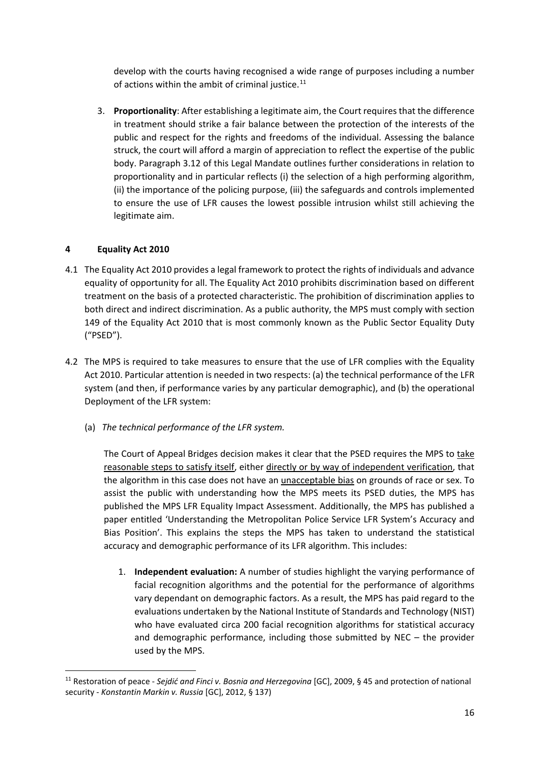develop with the courts having recognised a wide range of purposes including a number of actions within the ambit of criminal justice.[11]

3. **Proportionality**: After establishing a legitimate aim, the Court requires that the difference in treatment should strike a fair balance between the protection of the interests of the public and respect for the rights and freedoms of the individual. Assessing the balance struck, the court will afford a margin of appreciation to reflect the expertise of the public body. Paragraph 3.12 of this Legal Mandate outlines further considerations in relation to proportionality and in particular reflects (i) the selection of a high performing algorithm, (ii) the importance of the policing purpose, (iii) the safeguards and controls implemented to ensure the use of LFR causes the lowest possible intrusion whilst still achieving the legitimate aim.

## 4 Equality Act 2010

4.1 The Equality Act 2010 provides a legal framework to protect the rights of individuals and advance equality of opportunity for all. The Equality Act 2010 prohibits discrimination based on different treatment on the basis of a protected characteristic. The prohibition of discrimination applies to both direct and indirect discrimination. As a public authority, the MPS must comply with section 149 of the Equality Act 2010 that is most commonly known as the Public Sector Equality Duty ("PSED").

4.2 The MPS is required to take measures to ensure that the use of LFR complies with the Equality Act 2010. Particular attention is needed in two respects: (a) the technical performance of the LFR system (and then, if performance varies by any particular demographic), and (b) the operational Deployment of the LFR system:

(a) *The technical performance of the LFR system.*

The Court of Appeal Bridges decision makes it clear that the PSED requires the MPS to take reasonable steps to satisfy itself, either directly or by way of independent verification, that the algorithm in this case does not have an unacceptable bias on grounds of race or sex. To assist the public with understanding how the MPS meets its PSED duties, the MPS has published the MPS LFR Equality Impact Assessment. Additionally, the MPS has published a paper entitled 'Understanding the Metropolitan Police Service LFR System's Accuracy and Bias Position'. This explains the steps the MPS has taken to understand the statistical accuracy and demographic performance of its LFR algorithm. This includes:

1. **Independent evaluation:** A number of studies highlight the varying performance of facial recognition algorithms and the potential for the performance of algorithms vary dependant on demographic factors. As a result, the MPS has paid regard to the evaluations undertaken by the National Institute of Standards and Technology (NIST) who have evaluated circa 200 facial recognition algorithms for statistical accuracy and demographic performance, including those submitted by NEC – the provider used by the MPS.

---

[11] Restoration of peace - *Sejdić and Finci v. Bosnia and Herzegovina* [GC], 2009, § 45 and protection of national security - *Konstantin Markin v. Russia* [GC], 2012, § 137)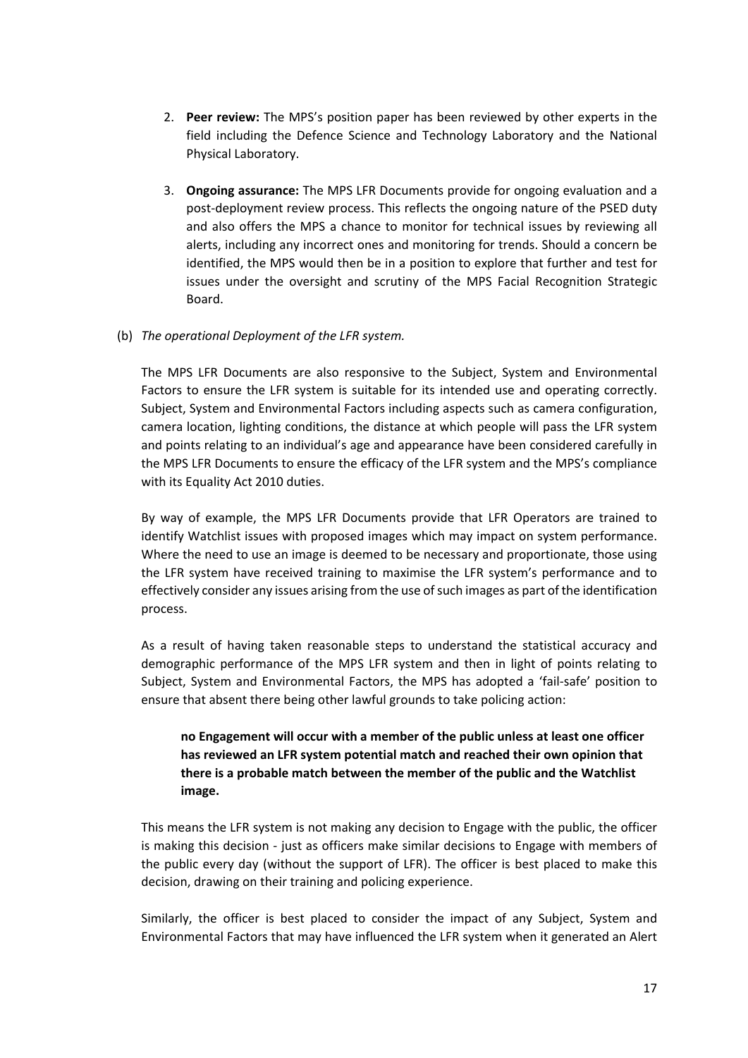2. **Peer review:** The MPS's position paper has been reviewed by other experts in the field including the Defence Science and Technology Laboratory and the National Physical Laboratory.

3. **Ongoing assurance:** The MPS LFR Documents provide for ongoing evaluation and a post-deployment review process. This reflects the ongoing nature of the PSED duty and also offers the MPS a chance to monitor for technical issues by reviewing all alerts, including any incorrect ones and monitoring for trends. Should a concern be identified, the MPS would then be in a position to explore that further and test for issues under the oversight and scrutiny of the MPS Facial Recognition Strategic Board.

(b) *The operational Deployment of the LFR system.*

The MPS LFR Documents are also responsive to the Subject, System and Environmental Factors to ensure the LFR system is suitable for its intended use and operating correctly. Subject, System and Environmental Factors including aspects such as camera configuration, camera location, lighting conditions, the distance at which people will pass the LFR system and points relating to an individual's age and appearance have been considered carefully in the MPS LFR Documents to ensure the efficacy of the LFR system and the MPS's compliance with its Equality Act 2010 duties.

By way of example, the MPS LFR Documents provide that LFR Operators are trained to identify Watchlist issues with proposed images which may impact on system performance. Where the need to use an image is deemed to be necessary and proportionate, those using the LFR system have received training to maximise the LFR system's performance and to effectively consider any issues arising from the use of such images as part of the identification process.

As a result of having taken reasonable steps to understand the statistical accuracy and demographic performance of the MPS LFR system and then in light of points relating to Subject, System and Environmental Factors, the MPS has adopted a 'fail-safe' position to ensure that absent there being other lawful grounds to take policing action:

> **no Engagement will occur with a member of the public unless at least one officer has reviewed an LFR system potential match and reached their own opinion that there is a probable match between the member of the public and the Watchlist image.**

This means the LFR system is not making any decision to Engage with the public, the officer is making this decision - just as officers make similar decisions to Engage with members of the public every day (without the support of LFR). The officer is best placed to make this decision, drawing on their training and policing experience.

Similarly, the officer is best placed to consider the impact of any Subject, System and Environmental Factors that may have influenced the LFR system when it generated an Alert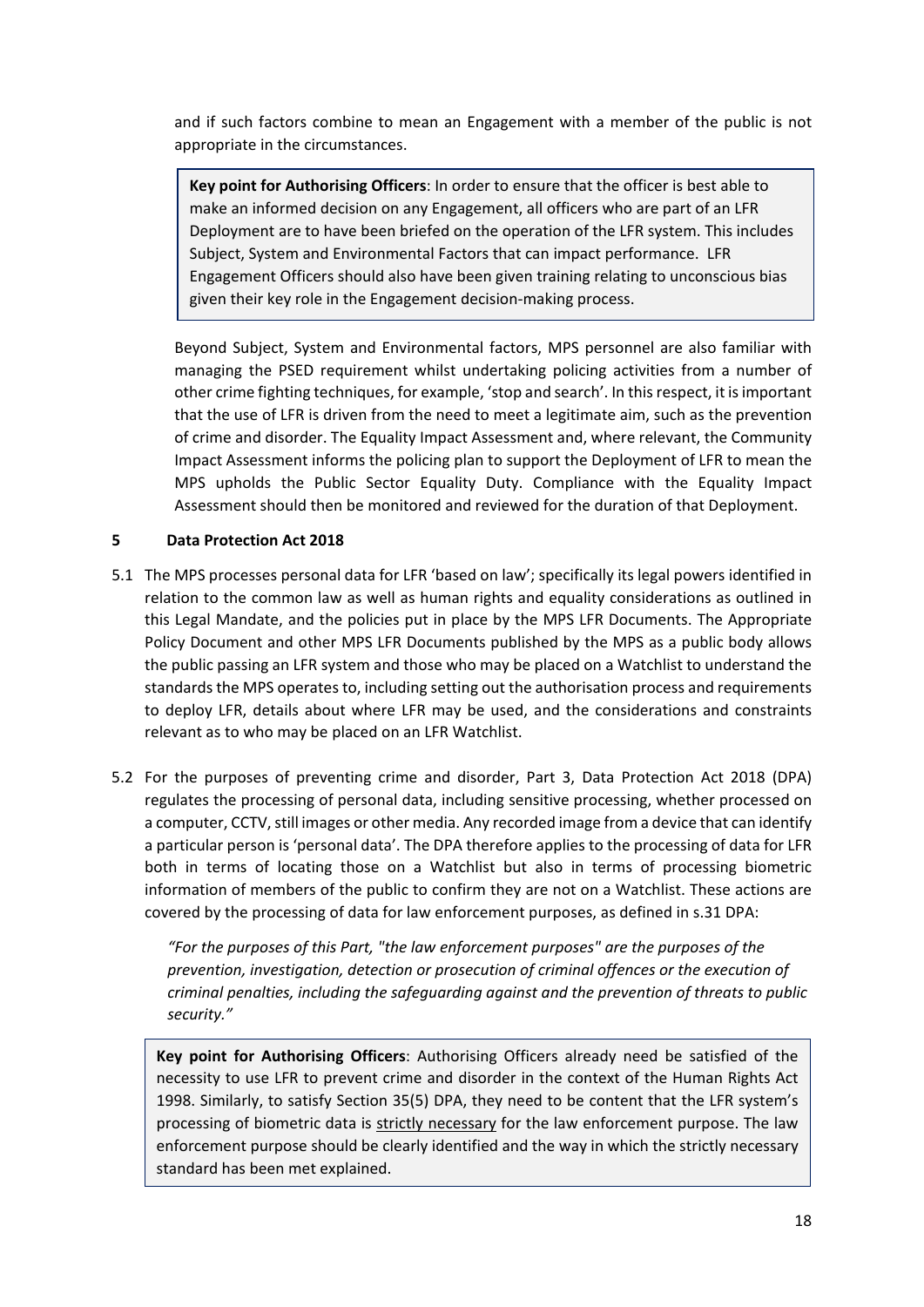and if such factors combine to mean an Engagement with a member of the public is not appropriate in the circumstances.

> **Key point for Authorising Officers**: In order to ensure that the officer is best able to make an informed decision on any Engagement, all officers who are part of an LFR Deployment are to have been briefed on the operation of the LFR system. This includes Subject, System and Environmental Factors that can impact performance. LFR Engagement Officers should also have been given training relating to unconscious bias given their key role in the Engagement decision-making process.

Beyond Subject, System and Environmental factors, MPS personnel are also familiar with managing the PSED requirement whilst undertaking policing activities from a number of other crime fighting techniques, for example, 'stop and search'. In this respect, it is important that the use of LFR is driven from the need to meet a legitimate aim, such as the prevention of crime and disorder. The Equality Impact Assessment and, where relevant, the Community Impact Assessment informs the policing plan to support the Deployment of LFR to mean the MPS upholds the Public Sector Equality Duty. Compliance with the Equality Impact Assessment should then be monitored and reviewed for the duration of that Deployment.

## 5 Data Protection Act 2018

5.1 The MPS processes personal data for LFR 'based on law'; specifically its legal powers identified in relation to the common law as well as human rights and equality considerations as outlined in this Legal Mandate, and the policies put in place by the MPS LFR Documents. The Appropriate Policy Document and other MPS LFR Documents published by the MPS as a public body allows the public passing an LFR system and those who may be placed on a Watchlist to understand the standards the MPS operates to, including setting out the authorisation process and requirements to deploy LFR, details about where LFR may be used, and the considerations and constraints relevant as to who may be placed on an LFR Watchlist.

5.2 For the purposes of preventing crime and disorder, Part 3, Data Protection Act 2018 (DPA) regulates the processing of personal data, including sensitive processing, whether processed on a computer, CCTV, still images or other media. Any recorded image from a device that can identify a particular person is 'personal data'. The DPA therefore applies to the processing of data for LFR both in terms of locating those on a Watchlist but also in terms of processing biometric information of members of the public to confirm they are not on a Watchlist. These actions are covered by the processing of data for law enforcement purposes, as defined in s.31 DPA:

*"For the purposes of this Part, "the law enforcement purposes" are the purposes of the prevention, investigation, detection or prosecution of criminal offences or the execution of criminal penalties, including the safeguarding against and the prevention of threats to public security."*

> **Key point for Authorising Officers**: Authorising Officers already need be satisfied of the necessity to use LFR to prevent crime and disorder in the context of the Human Rights Act 1998. Similarly, to satisfy Section 35(5) DPA, they need to be content that the LFR system's processing of biometric data is strictly necessary for the law enforcement purpose. The law enforcement purpose should be clearly identified and the way in which the strictly necessary standard has been met explained.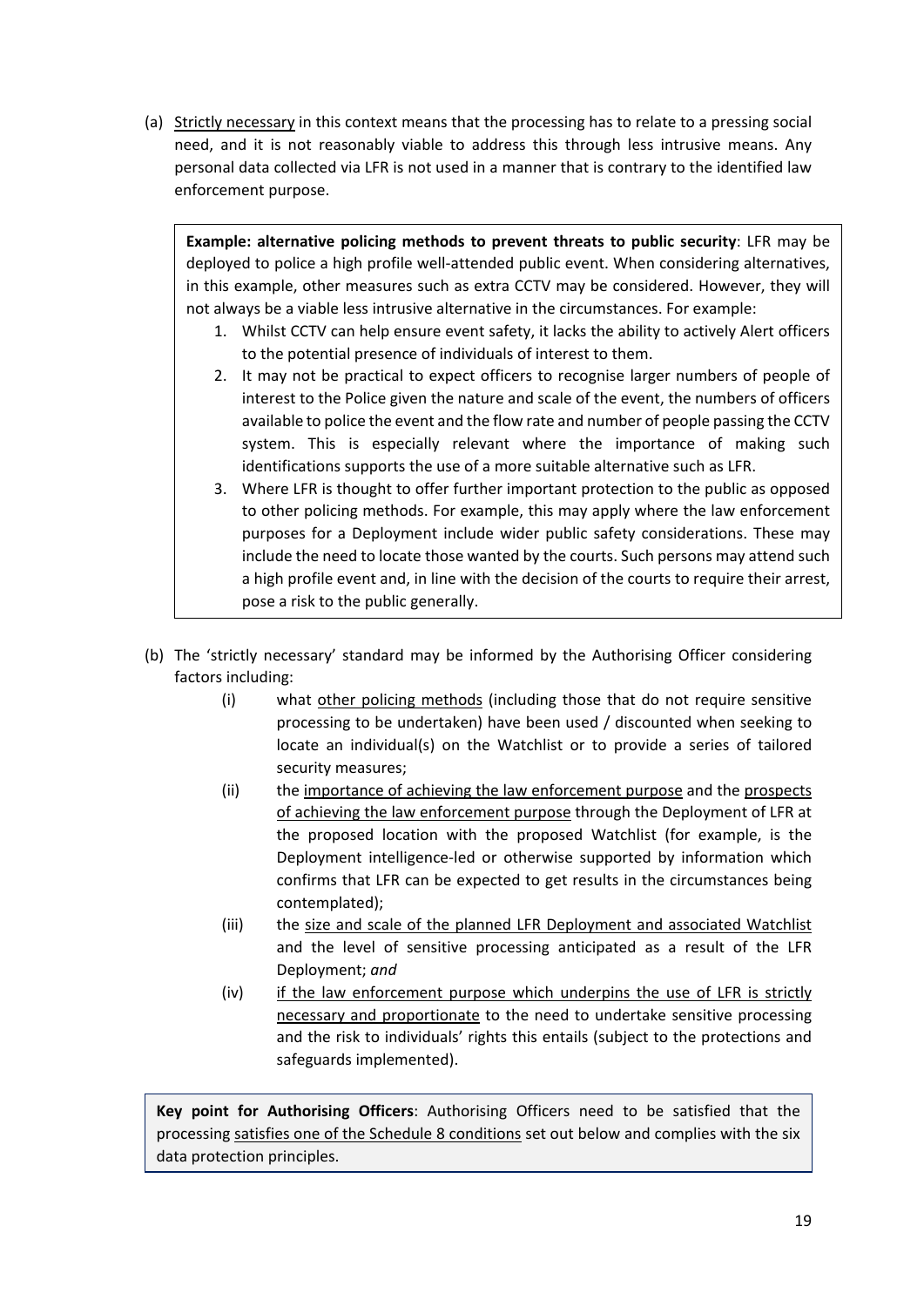(a) Strictly necessary in this context means that the processing has to relate to a pressing social need, and it is not reasonably viable to address this through less intrusive means. Any personal data collected via LFR is not used in a manner that is contrary to the identified law enforcement purpose.

> **Example: alternative policing methods to prevent threats to public security**: LFR may be deployed to police a high profile well-attended public event. When considering alternatives, in this example, other measures such as extra CCTV may be considered. However, they will not always be a viable less intrusive alternative in the circumstances. For example:
>
> 1. Whilst CCTV can help ensure event safety, it lacks the ability to actively Alert officers to the potential presence of individuals of interest to them.
> 2. It may not be practical to expect officers to recognise larger numbers of people of interest to the Police given the nature and scale of the event, the numbers of officers available to police the event and the flow rate and number of people passing the CCTV system. This is especially relevant where the importance of making such identifications supports the use of a more suitable alternative such as LFR.
> 3. Where LFR is thought to offer further important protection to the public as opposed to other policing methods. For example, this may apply where the law enforcement purposes for a Deployment include wider public safety considerations. These may include the need to locate those wanted by the courts. Such persons may attend such a high profile event and, in line with the decision of the courts to require their arrest, pose a risk to the public generally.

(b) The 'strictly necessary' standard may be informed by the Authorising Officer considering factors including:

- (i) what other policing methods (including those that do not require sensitive processing to be undertaken) have been used / discounted when seeking to locate an individual(s) on the Watchlist or to provide a series of tailored security measures;
- (ii) the importance of achieving the law enforcement purpose and the prospects of achieving the law enforcement purpose through the Deployment of LFR at the proposed location with the proposed Watchlist (for example, is the Deployment intelligence-led or otherwise supported by information which confirms that LFR can be expected to get results in the circumstances being contemplated);
- (iii) the size and scale of the planned LFR Deployment and associated Watchlist and the level of sensitive processing anticipated as a result of the LFR Deployment; *and*
- (iv) if the law enforcement purpose which underpins the use of LFR is strictly necessary and proportionate to the need to undertake sensitive processing and the risk to individuals' rights this entails (subject to the protections and safeguards implemented).

> **Key point for Authorising Officers**: Authorising Officers need to be satisfied that the processing satisfies one of the Schedule 8 conditions set out below and complies with the six data protection principles.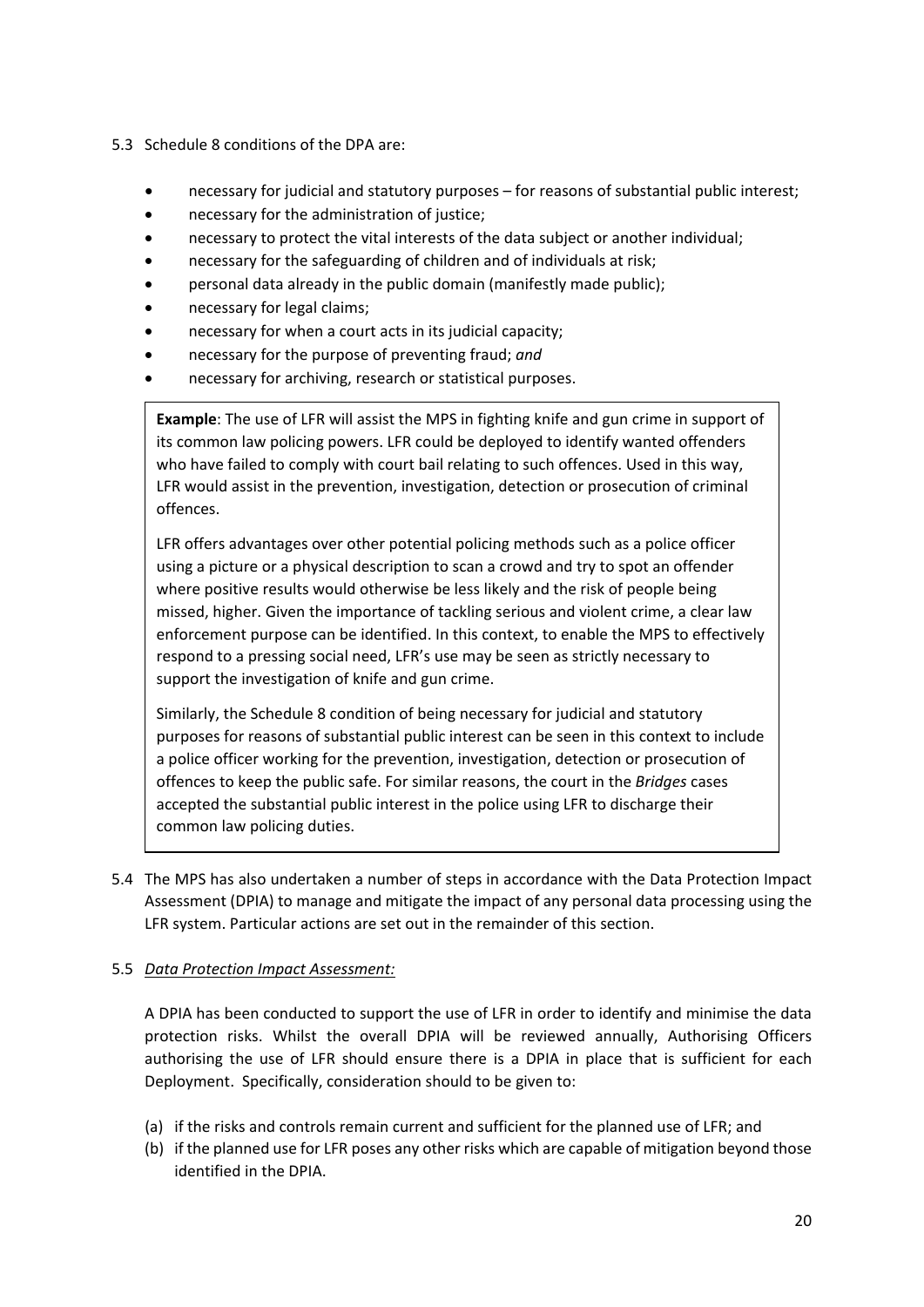5.3 Schedule 8 conditions of the DPA are:

- necessary for judicial and statutory purposes – for reasons of substantial public interest;
- necessary for the administration of justice;
- necessary to protect the vital interests of the data subject or another individual;
- necessary for the safeguarding of children and of individuals at risk;
- personal data already in the public domain (manifestly made public);
- necessary for legal claims;
- necessary for when a court acts in its judicial capacity;
- necessary for the purpose of preventing fraud; *and*
- necessary for archiving, research or statistical purposes.

> **Example**: The use of LFR will assist the MPS in fighting knife and gun crime in support of its common law policing powers. LFR could be deployed to identify wanted offenders who have failed to comply with court bail relating to such offences. Used in this way, LFR would assist in the prevention, investigation, detection or prosecution of criminal offences.
>
> LFR offers advantages over other potential policing methods such as a police officer using a picture or a physical description to scan a crowd and try to spot an offender where positive results would otherwise be less likely and the risk of people being missed, higher. Given the importance of tackling serious and violent crime, a clear law enforcement purpose can be identified. In this context, to enable the MPS to effectively respond to a pressing social need, LFR's use may be seen as strictly necessary to support the investigation of knife and gun crime.
>
> Similarly, the Schedule 8 condition of being necessary for judicial and statutory purposes for reasons of substantial public interest can be seen in this context to include a police officer working for the prevention, investigation, detection or prosecution of offences to keep the public safe. For similar reasons, the court in the *Bridges* cases accepted the substantial public interest in the police using LFR to discharge their common law policing duties.

5.4 The MPS has also undertaken a number of steps in accordance with the Data Protection Impact Assessment (DPIA) to manage and mitigate the impact of any personal data processing using the LFR system. Particular actions are set out in the remainder of this section.

5.5 *Data Protection Impact Assessment:*

A DPIA has been conducted to support the use of LFR in order to identify and minimise the data protection risks. Whilst the overall DPIA will be reviewed annually, Authorising Officers authorising the use of LFR should ensure there is a DPIA in place that is sufficient for each Deployment. Specifically, consideration should to be given to:

(a) if the risks and controls remain current and sufficient for the planned use of LFR; and
(b) if the planned use for LFR poses any other risks which are capable of mitigation beyond those identified in the DPIA.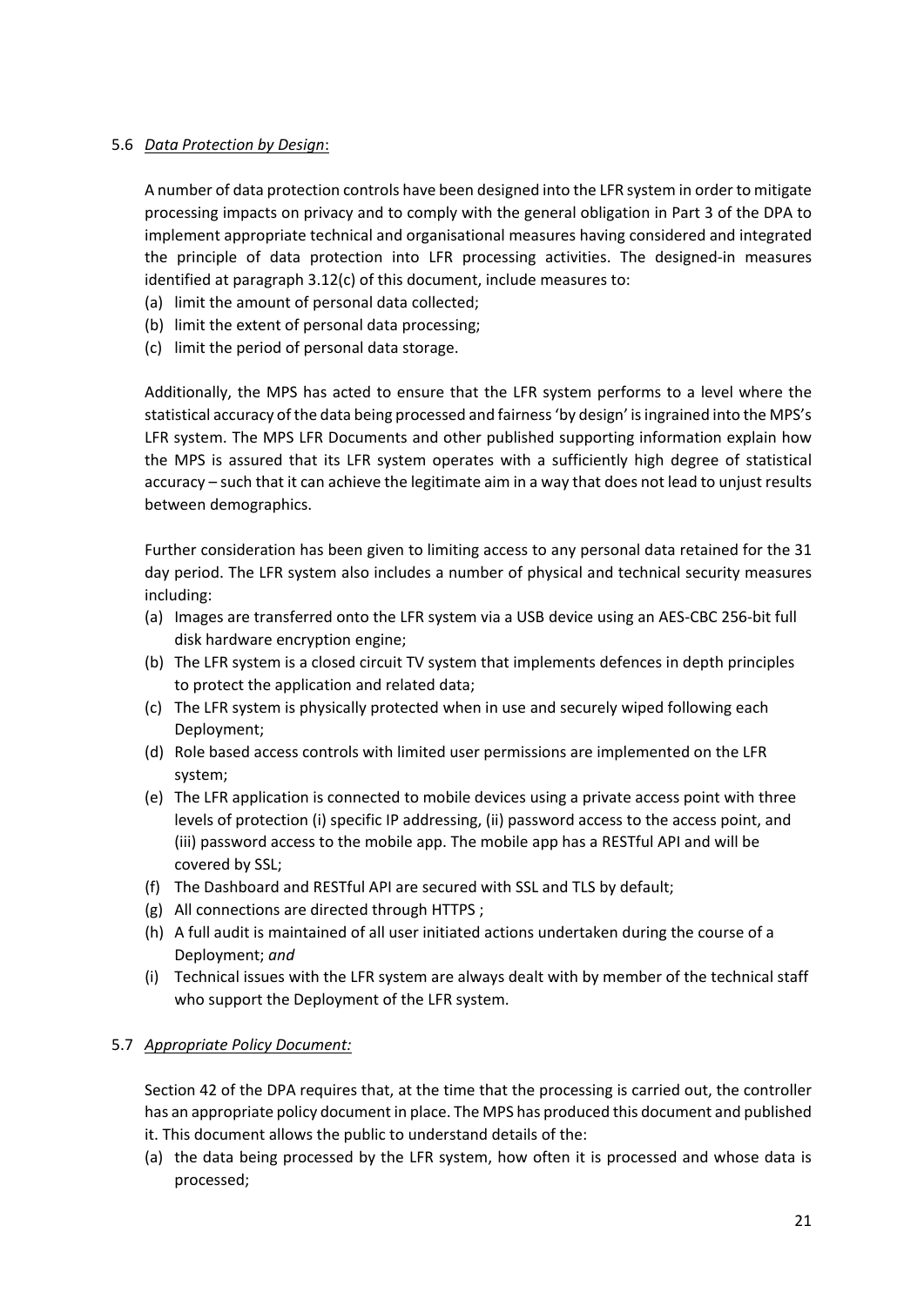5.6 *Data Protection by Design*:

A number of data protection controls have been designed into the LFR system in order to mitigate processing impacts on privacy and to comply with the general obligation in Part 3 of the DPA to implement appropriate technical and organisational measures having considered and integrated the principle of data protection into LFR processing activities. The designed-in measures identified at paragraph 3.12(c) of this document, include measures to:

(a) limit the amount of personal data collected;
(b) limit the extent of personal data processing;
(c) limit the period of personal data storage.

Additionally, the MPS has acted to ensure that the LFR system performs to a level where the statistical accuracy of the data being processed and fairness 'by design' is ingrained into the MPS's LFR system. The MPS LFR Documents and other published supporting information explain how the MPS is assured that its LFR system operates with a sufficiently high degree of statistical accuracy – such that it can achieve the legitimate aim in a way that does not lead to unjust results between demographics.

Further consideration has been given to limiting access to any personal data retained for the 31 day period. The LFR system also includes a number of physical and technical security measures including:

(a) Images are transferred onto the LFR system via a USB device using an AES-CBC 256-bit full disk hardware encryption engine;
(b) The LFR system is a closed circuit TV system that implements defences in depth principles to protect the application and related data;
(c) The LFR system is physically protected when in use and securely wiped following each Deployment;
(d) Role based access controls with limited user permissions are implemented on the LFR system;
(e) The LFR application is connected to mobile devices using a private access point with three levels of protection (i) specific IP addressing, (ii) password access to the access point, and (iii) password access to the mobile app. The mobile app has a RESTful API and will be covered by SSL;
(f) The Dashboard and RESTful API are secured with SSL and TLS by default;
(g) All connections are directed through HTTPS ;
(h) A full audit is maintained of all user initiated actions undertaken during the course of a Deployment; *and*
(i) Technical issues with the LFR system are always dealt with by member of the technical staff who support the Deployment of the LFR system.

5.7 *Appropriate Policy Document:*

Section 42 of the DPA requires that, at the time that the processing is carried out, the controller has an appropriate policy document in place. The MPS has produced this document and published it. This document allows the public to understand details of the:

(a) the data being processed by the LFR system, how often it is processed and whose data is processed;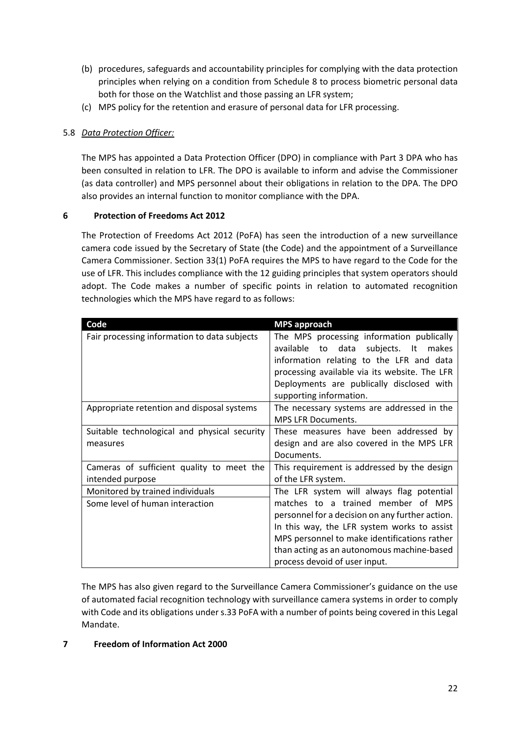(b) procedures, safeguards and accountability principles for complying with the data protection principles when relying on a condition from Schedule 8 to process biometric personal data both for those on the Watchlist and those passing an LFR system;

(c) MPS policy for the retention and erasure of personal data for LFR processing.

5.8 *Data Protection Officer:*

The MPS has appointed a Data Protection Officer (DPO) in compliance with Part 3 DPA who has been consulted in relation to LFR. The DPO is available to inform and advise the Commissioner (as data controller) and MPS personnel about their obligations in relation to the DPA. The DPO also provides an internal function to monitor compliance with the DPA.

## 6 Protection of Freedoms Act 2012

The Protection of Freedoms Act 2012 (PoFA) has seen the introduction of a new surveillance camera code issued by the Secretary of State (the Code) and the appointment of a Surveillance Camera Commissioner. Section 33(1) PoFA requires the MPS to have regard to the Code for the use of LFR. This includes compliance with the 12 guiding principles that system operators should adopt. The Code makes a number of specific points in relation to automated recognition technologies which the MPS have regard to as follows:

| Code | MPS approach |
| --- | --- |
| Fair processing information to data subjects | The MPS processing information publically available to data subjects. It makes information relating to the LFR and data processing available via its website. The LFR Deployments are publically disclosed with supporting information. |
| Appropriate retention and disposal systems | The necessary systems are addressed in the MPS LFR Documents. |
| Suitable technological and physical security measures | These measures have been addressed by design and are also covered in the MPS LFR Documents. |
| Cameras of sufficient quality to meet the intended purpose | This requirement is addressed by the design of the LFR system. |
| Monitored by trained individuals<br>Some level of human interaction | The LFR system will always flag potential matches to a trained member of MPS personnel for a decision on any further action. In this way, the LFR system works to assist MPS personnel to make identifications rather than acting as an autonomous machine-based process devoid of user input. |

The MPS has also given regard to the Surveillance Camera Commissioner's guidance on the use of automated facial recognition technology with surveillance camera systems in order to comply with Code and its obligations under s.33 PoFA with a number of points being covered in this Legal Mandate.

## 7 Freedom of Information Act 2000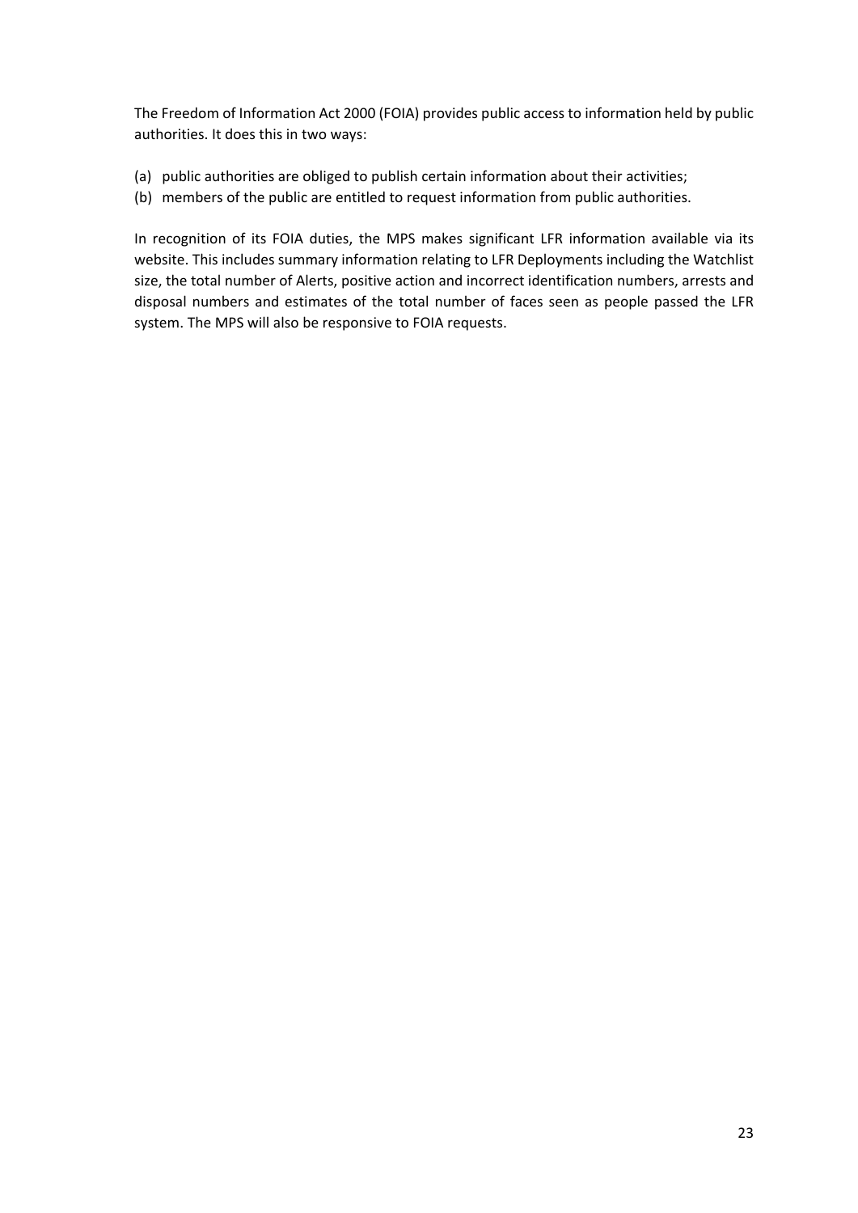The Freedom of Information Act 2000 (FOIA) provides public access to information held by public authorities. It does this in two ways:

(a) public authorities are obliged to publish certain information about their activities;
(b) members of the public are entitled to request information from public authorities.

In recognition of its FOIA duties, the MPS makes significant LFR information available via its website. This includes summary information relating to LFR Deployments including the Watchlist size, the total number of Alerts, positive action and incorrect identification numbers, arrests and disposal numbers and estimates of the total number of faces seen as people passed the LFR system. The MPS will also be responsive to FOIA requests.